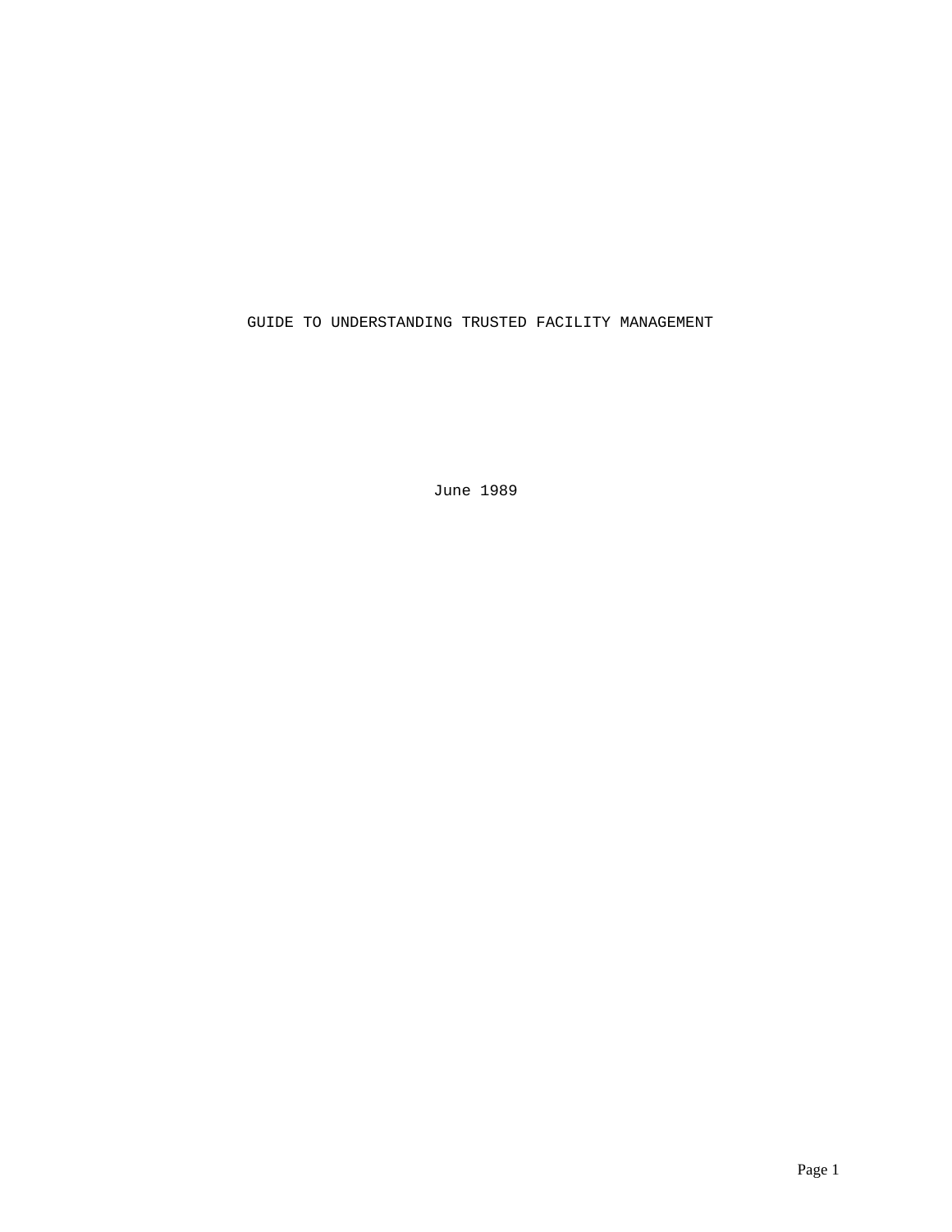# GUIDE TO UNDERSTANDING TRUSTED FACILITY MANAGEMENT

June 1989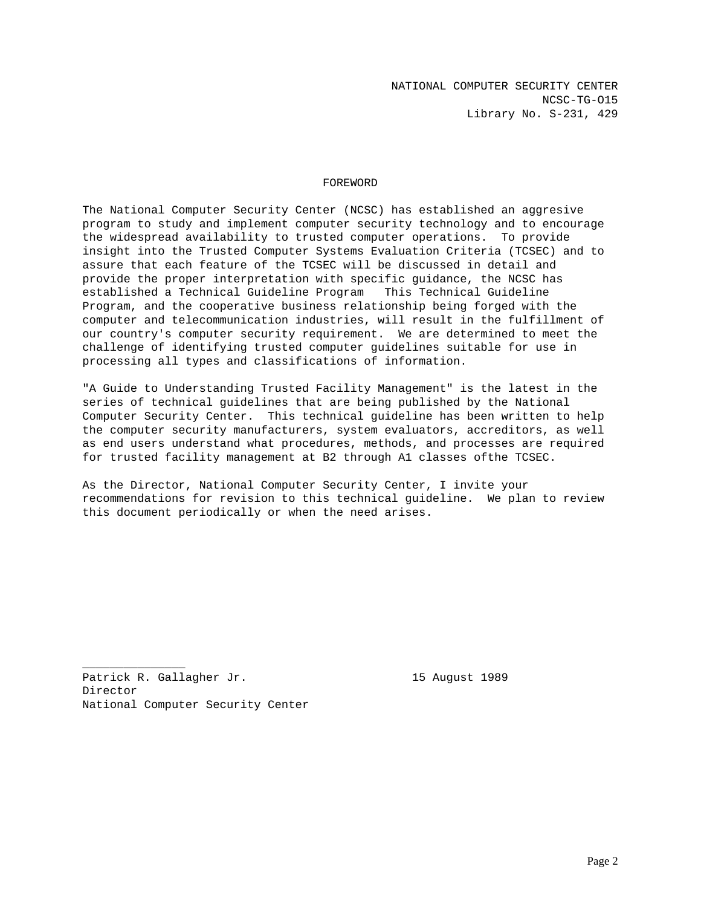NATIONAL COMPUTER SECURITY CENTER
NCSC-TG-O15
Library No. S-231, 429

## FOREWORD

The National Computer Security Center (NCSC) has established an aggresive program to study and implement computer security technology and to encourage the widespread availability to trusted computer operations. To provide insight into the Trusted Computer Systems Evaluation Criteria (TCSEC) and to assure that each feature of the TCSEC will be discussed in detail and provide the proper interpretation with specific guidance, the NCSC has established a Technical Guideline Program This Technical Guideline Program, and the cooperative business relationship being forged with the computer and telecommunication industries, will result in the fulfillment of our country's computer security requirement. We are determined to meet the challenge of identifying trusted computer guidelines suitable for use in processing all types and classifications of information.

"A Guide to Understanding Trusted Facility Management" is the latest in the series of technical guidelines that are being published by the National Computer Security Center. This technical guideline has been written to help the computer security manufacturers, system evaluators, accreditors, as well as end users understand what procedures, methods, and processes are required for trusted facility management at B2 through A1 classes ofthe TCSEC.

As the Director, National Computer Security Center, I invite your recommendations for revision to this technical guideline. We plan to review this document periodically or when the need arises.

_______________
Patrick R. Gallagher Jr. 15 August 1989
Director
National Computer Security Center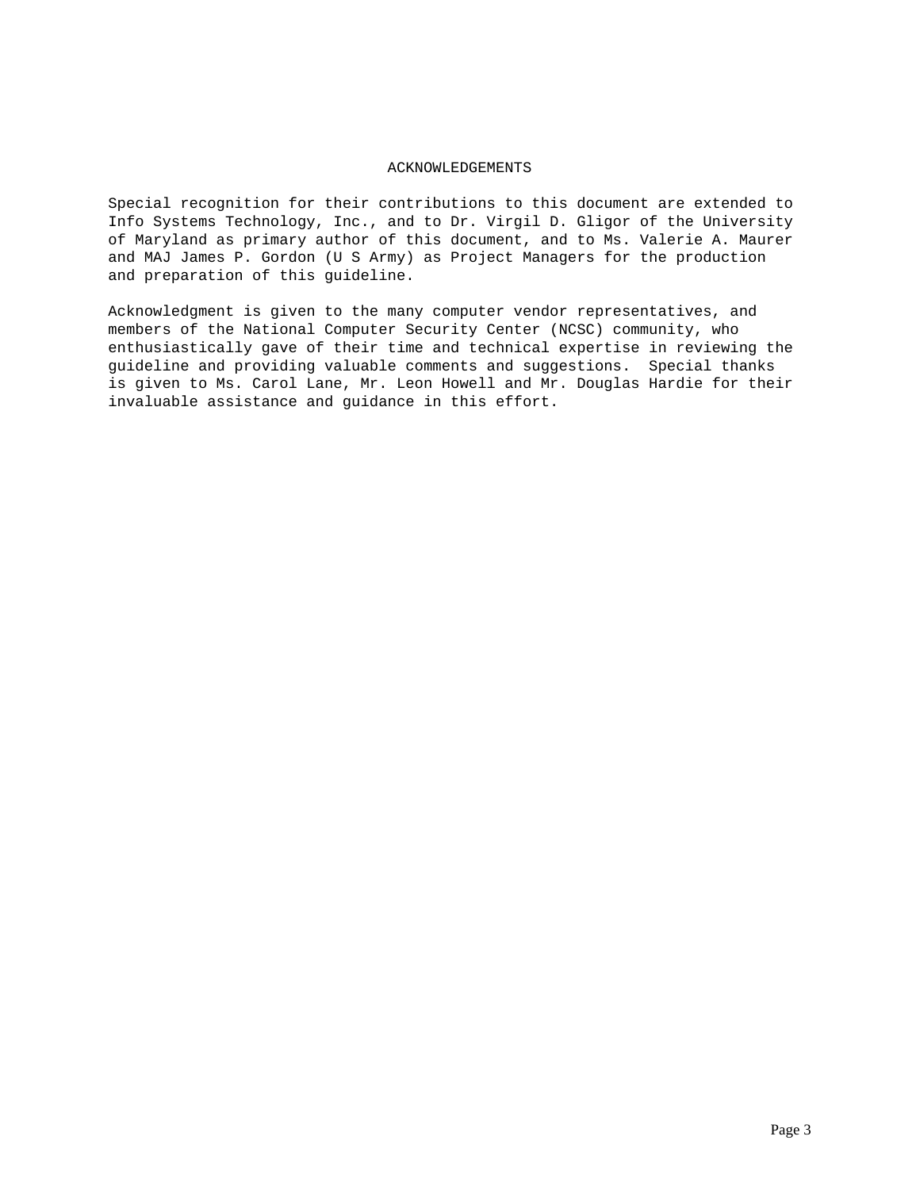# ACKNOWLEDGEMENTS

Special recognition for their contributions to this document are extended to Info Systems Technology, Inc., and to Dr. Virgil D. Gligor of the University of Maryland as primary author of this document, and to Ms. Valerie A. Maurer and MAJ James P. Gordon (U S Army) as Project Managers for the production and preparation of this guideline.

Acknowledgment is given to the many computer vendor representatives, and members of the National Computer Security Center (NCSC) community, who enthusiastically gave of their time and technical expertise in reviewing the guideline and providing valuable comments and suggestions. Special thanks is given to Ms. Carol Lane, Mr. Leon Howell and Mr. Douglas Hardie for their invaluable assistance and guidance in this effort.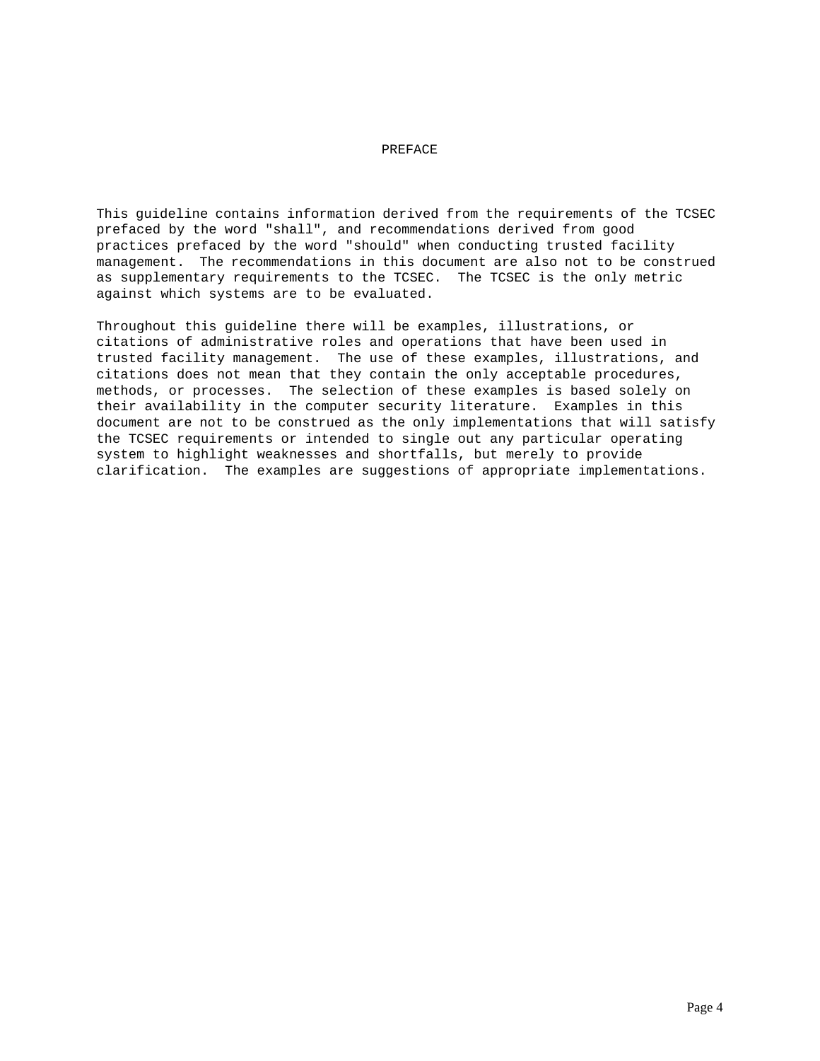# PREFACE

This guideline contains information derived from the requirements of the TCSEC prefaced by the word "shall", and recommendations derived from good practices prefaced by the word "should" when conducting trusted facility management. The recommendations in this document are also not to be construed as supplementary requirements to the TCSEC. The TCSEC is the only metric against which systems are to be evaluated.

Throughout this guideline there will be examples, illustrations, or citations of administrative roles and operations that have been used in trusted facility management. The use of these examples, illustrations, and citations does not mean that they contain the only acceptable procedures, methods, or processes. The selection of these examples is based solely on their availability in the computer security literature. Examples in this document are not to be construed as the only implementations that will satisfy the TCSEC requirements or intended to single out any particular operating system to highlight weaknesses and shortfalls, but merely to provide clarification. The examples are suggestions of appropriate implementations.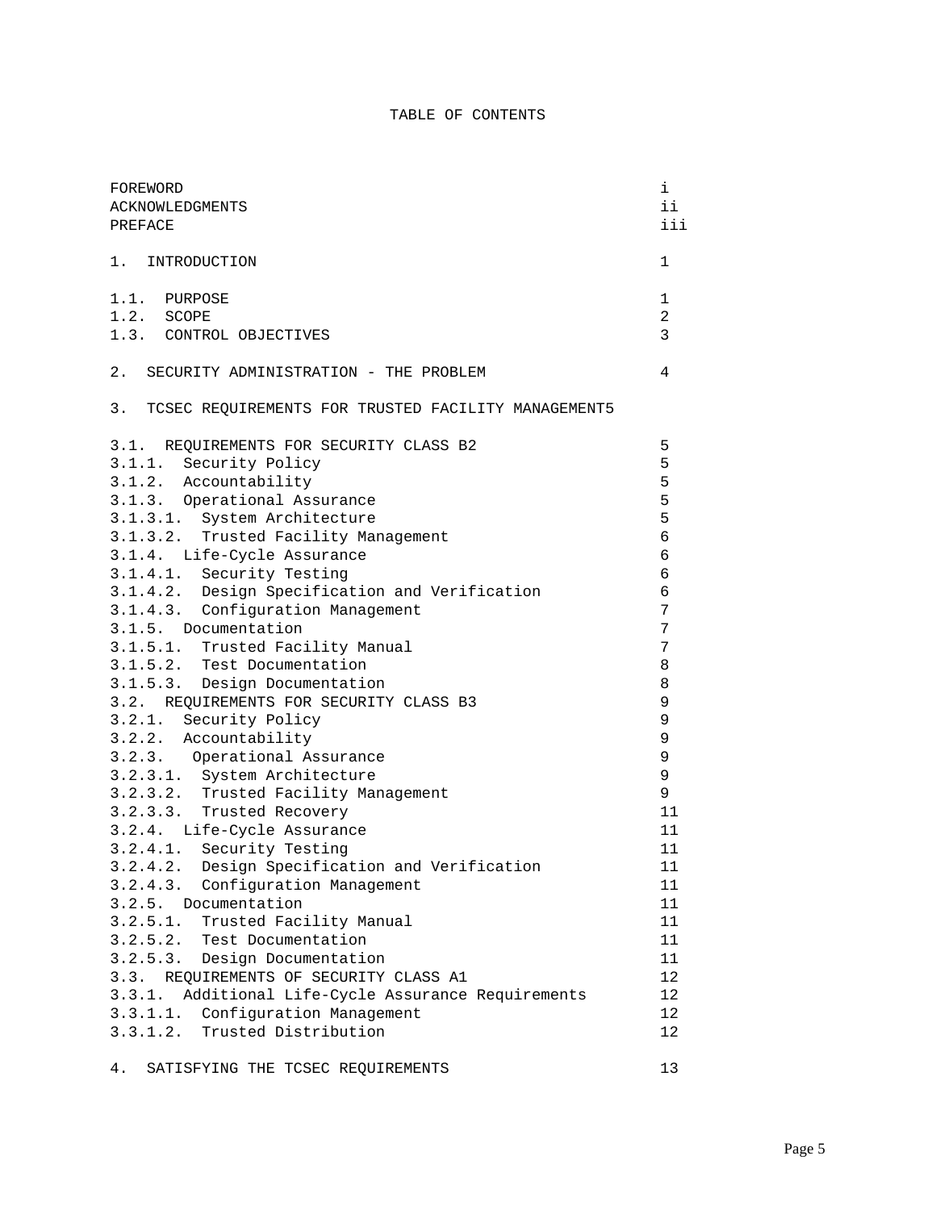# TABLE OF CONTENTS

| | |
|---|---|
| FOREWORD | i |
| ACKNOWLEDGMENTS | ii |
| PREFACE | iii |
| 1. INTRODUCTION | 1 |
| 1.1. PURPOSE | 1 |
| 1.2. SCOPE | 2 |
| 1.3. CONTROL OBJECTIVES | 3 |
| 2. SECURITY ADMINISTRATION - THE PROBLEM | 4 |
| 3. TCSEC REQUIREMENTS FOR TRUSTED FACILITY MANAGEMENT | 5 |
| 3.1. REQUIREMENTS FOR SECURITY CLASS B2 | 5 |
| 3.1.1. Security Policy | 5 |
| 3.1.2. Accountability | 5 |
| 3.1.3. Operational Assurance | 5 |
| 3.1.3.1. System Architecture | 5 |
| 3.1.3.2. Trusted Facility Management | 6 |
| 3.1.4. Life-Cycle Assurance | 6 |
| 3.1.4.1. Security Testing | 6 |
| 3.1.4.2. Design Specification and Verification | 6 |
| 3.1.4.3. Configuration Management | 7 |
| 3.1.5. Documentation | 7 |
| 3.1.5.1. Trusted Facility Manual | 7 |
| 3.1.5.2. Test Documentation | 8 |
| 3.1.5.3. Design Documentation | 8 |
| 3.2. REQUIREMENTS FOR SECURITY CLASS B3 | 9 |
| 3.2.1. Security Policy | 9 |
| 3.2.2. Accountability | 9 |
| 3.2.3. Operational Assurance | 9 |
| 3.2.3.1. System Architecture | 9 |
| 3.2.3.2. Trusted Facility Management | 9 |
| 3.2.3.3. Trusted Recovery | 11 |
| 3.2.4. Life-Cycle Assurance | 11 |
| 3.2.4.1. Security Testing | 11 |
| 3.2.4.2. Design Specification and Verification | 11 |
| 3.2.4.3. Configuration Management | 11 |
| 3.2.5. Documentation | 11 |
| 3.2.5.1. Trusted Facility Manual | 11 |
| 3.2.5.2. Test Documentation | 11 |
| 3.2.5.3. Design Documentation | 11 |
| 3.3. REQUIREMENTS OF SECURITY CLASS A1 | 12 |
| 3.3.1. Additional Life-Cycle Assurance Requirements | 12 |
| 3.3.1.1. Configuration Management | 12 |
| 3.3.1.2. Trusted Distribution | 12 |
| 4. SATISFYING THE TCSEC REQUIREMENTS | 13 |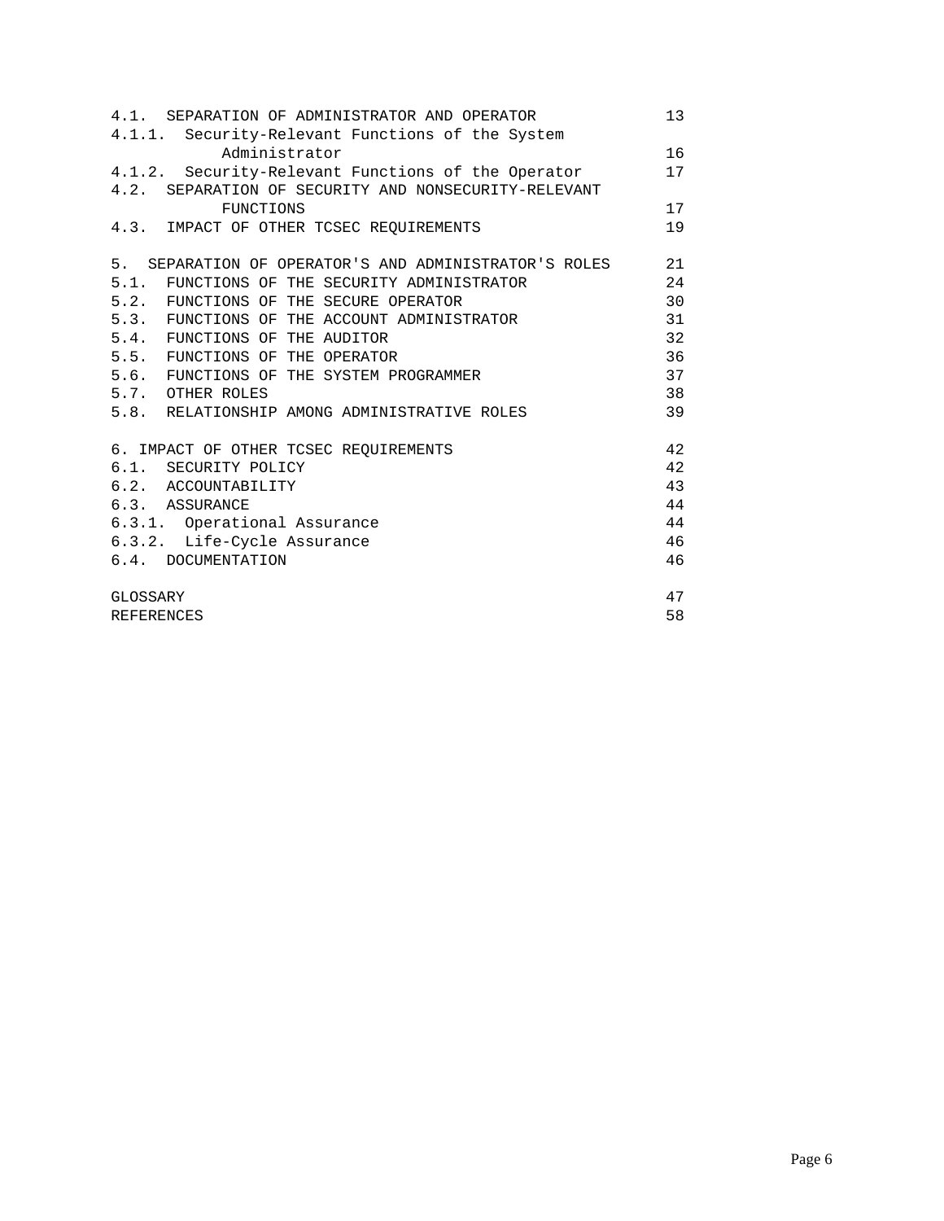| | |
|---|---|
| 4.1. SEPARATION OF ADMINISTRATOR AND OPERATOR | 13 |
| 4.1.1. Security-Relevant Functions of the System Administrator | 16 |
| 4.1.2. Security-Relevant Functions of the Operator | 17 |
| 4.2. SEPARATION OF SECURITY AND NONSECURITY-RELEVANT FUNCTIONS | 17 |
| 4.3. IMPACT OF OTHER TCSEC REQUIREMENTS | 19 |
| | |
| 5. SEPARATION OF OPERATOR'S AND ADMINISTRATOR'S ROLES | 21 |
| 5.1. FUNCTIONS OF THE SECURITY ADMINISTRATOR | 24 |
| 5.2. FUNCTIONS OF THE SECURE OPERATOR | 30 |
| 5.3. FUNCTIONS OF THE ACCOUNT ADMINISTRATOR | 31 |
| 5.4. FUNCTIONS OF THE AUDITOR | 32 |
| 5.5. FUNCTIONS OF THE OPERATOR | 36 |
| 5.6. FUNCTIONS OF THE SYSTEM PROGRAMMER | 37 |
| 5.7. OTHER ROLES | 38 |
| 5.8. RELATIONSHIP AMONG ADMINISTRATIVE ROLES | 39 |
| | |
| 6. IMPACT OF OTHER TCSEC REQUIREMENTS | 42 |
| 6.1. SECURITY POLICY | 42 |
| 6.2. ACCOUNTABILITY | 43 |
| 6.3. ASSURANCE | 44 |
| 6.3.1. Operational Assurance | 44 |
| 6.3.2. Life-Cycle Assurance | 46 |
| 6.4. DOCUMENTATION | 46 |
| | |
| GLOSSARY | 47 |
| REFERENCES | 58 |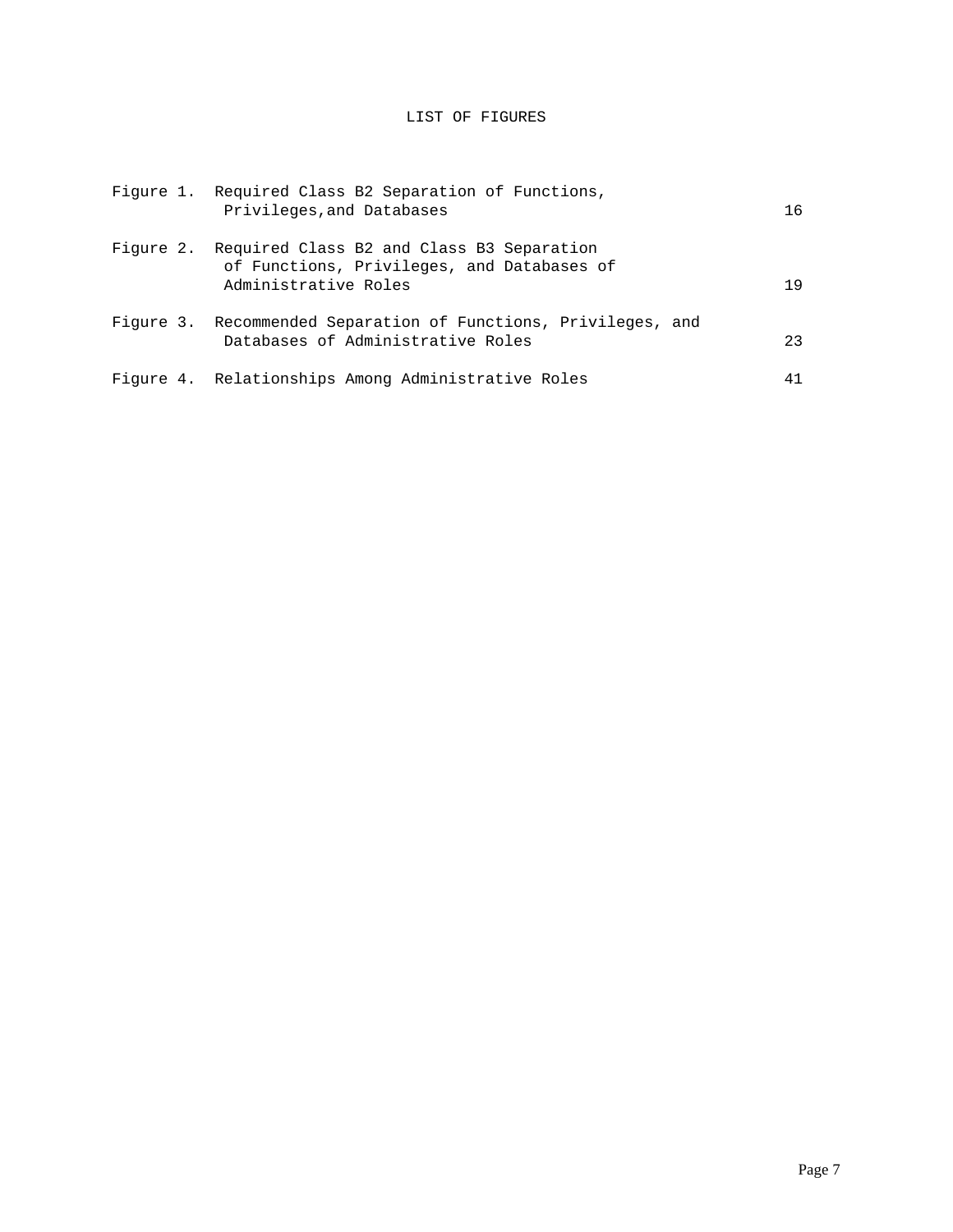# LIST OF FIGURES

| | | |
|---|---|---|
| Figure 1. | Required Class B2 Separation of Functions, Privileges,and Databases | 16 |
| Figure 2. | Required Class B2 and Class B3 Separation of Functions, Privileges, and Databases of Administrative Roles | 19 |
| Figure 3. | Recommended Separation of Functions, Privileges, and Databases of Administrative Roles | 23 |
| Figure 4. | Relationships Among Administrative Roles | 41 |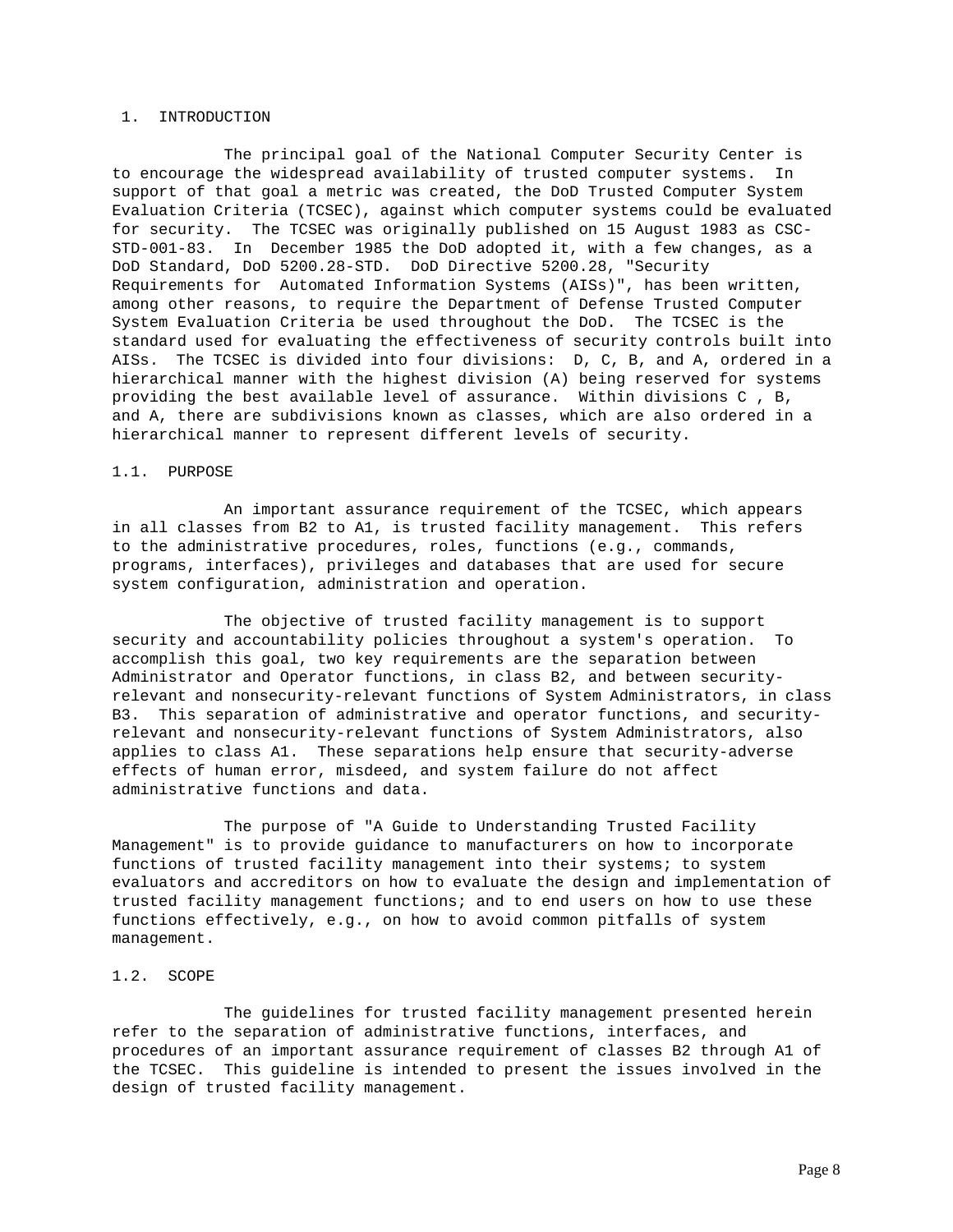# 1. INTRODUCTION

The principal goal of the National Computer Security Center is to encourage the widespread availability of trusted computer systems. In support of that goal a metric was created, the DoD Trusted Computer System Evaluation Criteria (TCSEC), against which computer systems could be evaluated for security. The TCSEC was originally published on 15 August 1983 as CSC-STD-001-83. In December 1985 the DoD adopted it, with a few changes, as a DoD Standard, DoD 5200.28-STD. DoD Directive 5200.28, "Security Requirements for Automated Information Systems (AISs)", has been written, among other reasons, to require the Department of Defense Trusted Computer System Evaluation Criteria be used throughout the DoD. The TCSEC is the standard used for evaluating the effectiveness of security controls built into AISs. The TCSEC is divided into four divisions: D, C, B, and A, ordered in a hierarchical manner with the highest division (A) being reserved for systems providing the best available level of assurance. Within divisions C , B, and A, there are subdivisions known as classes, which are also ordered in a hierarchical manner to represent different levels of security.

## 1.1. PURPOSE

An important assurance requirement of the TCSEC, which appears in all classes from B2 to A1, is trusted facility management. This refers to the administrative procedures, roles, functions (e.g., commands, programs, interfaces), privileges and databases that are used for secure system configuration, administration and operation.

The objective of trusted facility management is to support security and accountability policies throughout a system's operation. To accomplish this goal, two key requirements are the separation between Administrator and Operator functions, in class B2, and between security-relevant and nonsecurity-relevant functions of System Administrators, in class B3. This separation of administrative and operator functions, and security-relevant and nonsecurity-relevant functions of System Administrators, also applies to class A1. These separations help ensure that security-adverse effects of human error, misdeed, and system failure do not affect administrative functions and data.

The purpose of "A Guide to Understanding Trusted Facility Management" is to provide guidance to manufacturers on how to incorporate functions of trusted facility management into their systems; to system evaluators and accreditors on how to evaluate the design and implementation of trusted facility management functions; and to end users on how to use these functions effectively, e.g., on how to avoid common pitfalls of system management.

## 1.2. SCOPE

The guidelines for trusted facility management presented herein refer to the separation of administrative functions, interfaces, and procedures of an important assurance requirement of classes B2 through A1 of the TCSEC. This guideline is intended to present the issues involved in the design of trusted facility management.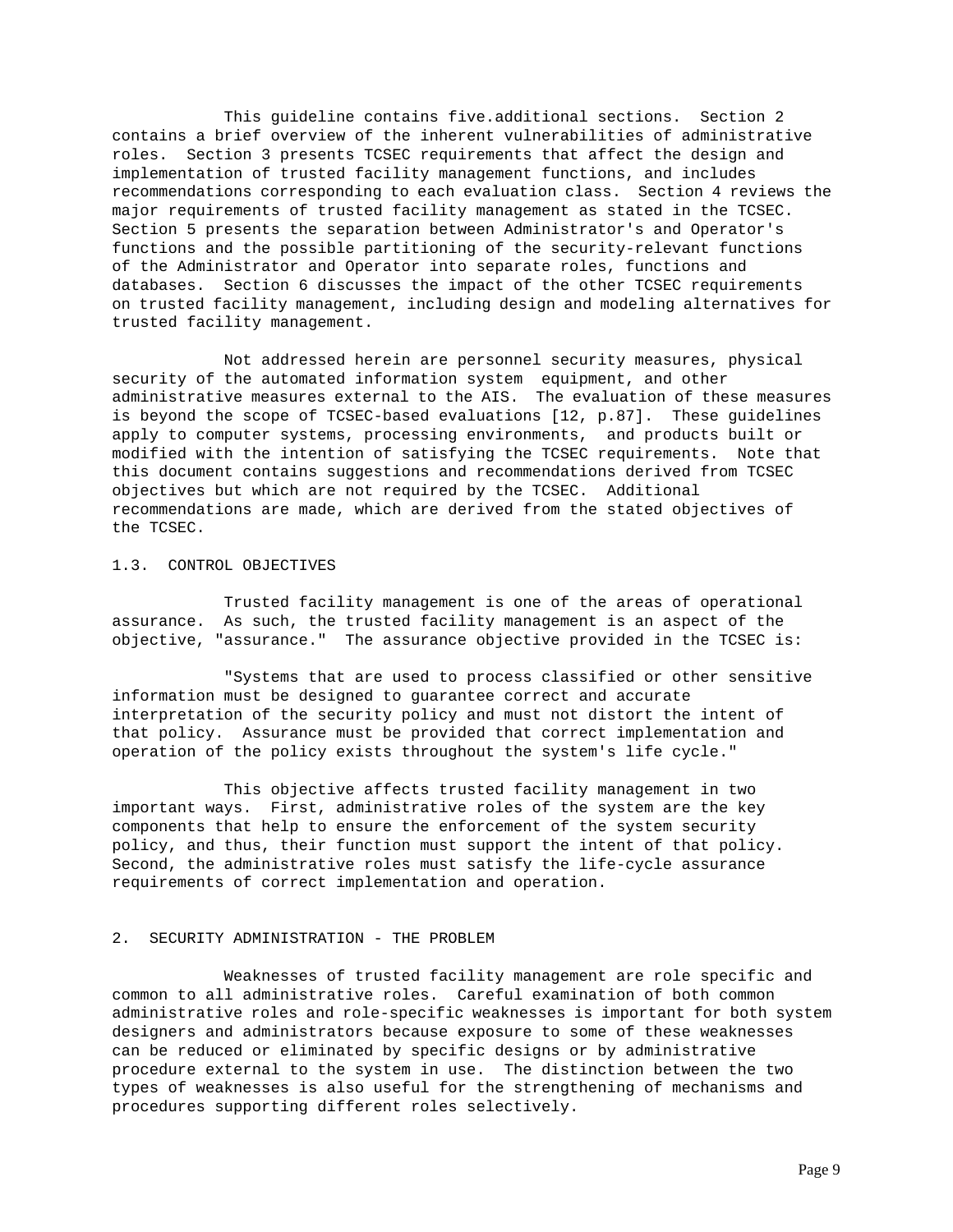This guideline contains five.additional sections. Section 2 contains a brief overview of the inherent vulnerabilities of administrative roles. Section 3 presents TCSEC requirements that affect the design and implementation of trusted facility management functions, and includes recommendations corresponding to each evaluation class. Section 4 reviews the major requirements of trusted facility management as stated in the TCSEC. Section 5 presents the separation between Administrator's and Operator's functions and the possible partitioning of the security-relevant functions of the Administrator and Operator into separate roles, functions and databases. Section 6 discusses the impact of the other TCSEC requirements on trusted facility management, including design and modeling alternatives for trusted facility management.

Not addressed herein are personnel security measures, physical security of the automated information system equipment, and other administrative measures external to the AIS. The evaluation of these measures is beyond the scope of TCSEC-based evaluations [12, p.87]. These guidelines apply to computer systems, processing environments, and products built or modified with the intention of satisfying the TCSEC requirements. Note that this document contains suggestions and recommendations derived from TCSEC objectives but which are not required by the TCSEC. Additional recommendations are made, which are derived from the stated objectives of the TCSEC.

### 1.3. CONTROL OBJECTIVES

Trusted facility management is one of the areas of operational assurance. As such, the trusted facility management is an aspect of the objective, "assurance." The assurance objective provided in the TCSEC is:

"Systems that are used to process classified or other sensitive information must be designed to guarantee correct and accurate interpretation of the security policy and must not distort the intent of that policy. Assurance must be provided that correct implementation and operation of the policy exists throughout the system's life cycle."

This objective affects trusted facility management in two important ways. First, administrative roles of the system are the key components that help to ensure the enforcement of the system security policy, and thus, their function must support the intent of that policy. Second, the administrative roles must satisfy the life-cycle assurance requirements of correct implementation and operation.

## 2. SECURITY ADMINISTRATION - THE PROBLEM

Weaknesses of trusted facility management are role specific and common to all administrative roles. Careful examination of both common administrative roles and role-specific weaknesses is important for both system designers and administrators because exposure to some of these weaknesses can be reduced or eliminated by specific designs or by administrative procedure external to the system in use. The distinction between the two types of weaknesses is also useful for the strengthening of mechanisms and procedures supporting different roles selectively.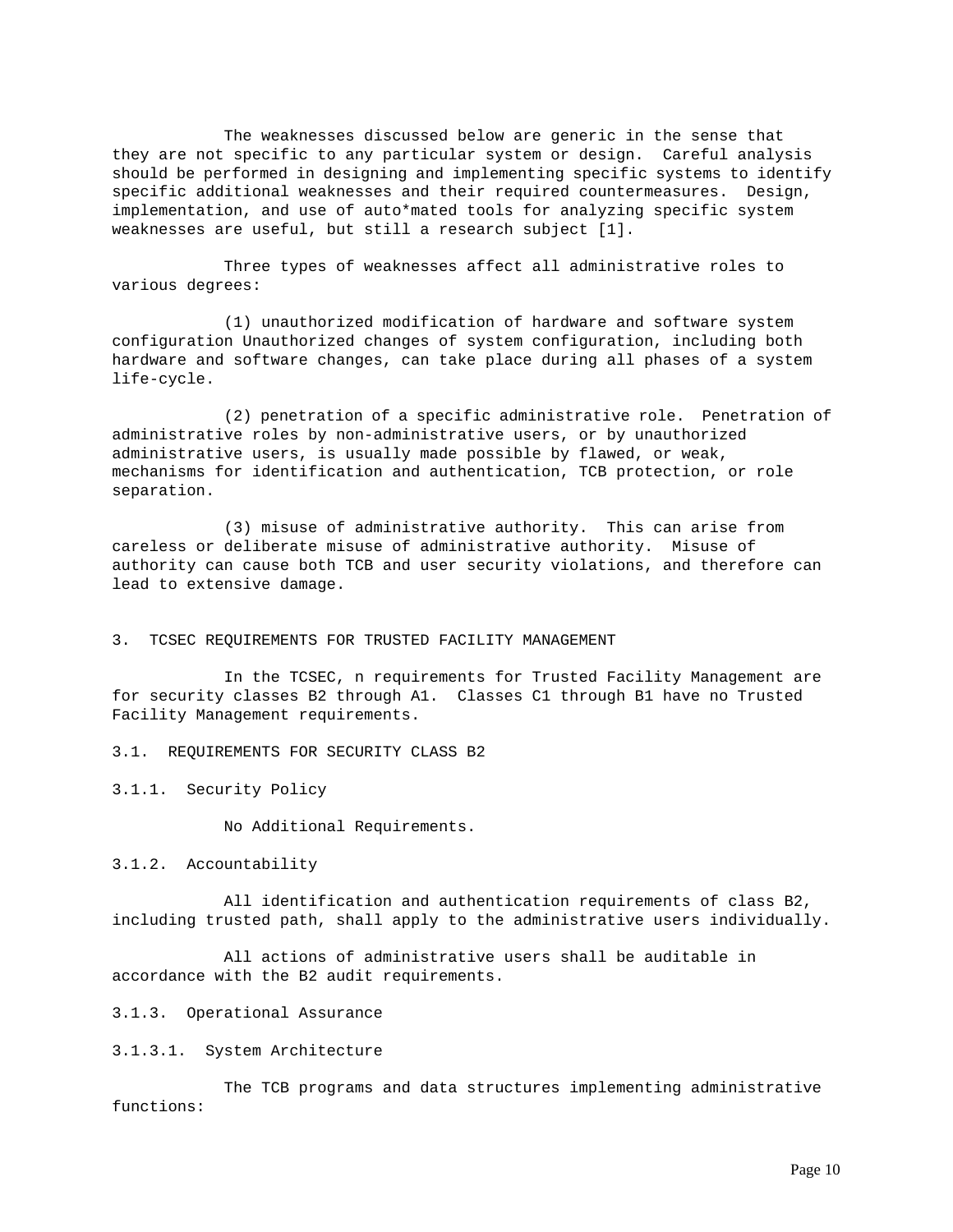The weaknesses discussed below are generic in the sense that they are not specific to any particular system or design. Careful analysis should be performed in designing and implementing specific systems to identify specific additional weaknesses and their required countermeasures. Design, implementation, and use of auto*mated tools for analyzing specific system weaknesses are useful, but still a research subject [1].

Three types of weaknesses affect all administrative roles to various degrees:

(1) unauthorized modification of hardware and software system configuration Unauthorized changes of system configuration, including both hardware and software changes, can take place during all phases of a system life-cycle.

(2) penetration of a specific administrative role. Penetration of administrative roles by non-administrative users, or by unauthorized administrative users, is usually made possible by flawed, or weak, mechanisms for identification and authentication, TCB protection, or role separation.

(3) misuse of administrative authority. This can arise from careless or deliberate misuse of administrative authority. Misuse of authority can cause both TCB and user security violations, and therefore can lead to extensive damage.

## 3. TCSEC REQUIREMENTS FOR TRUSTED FACILITY MANAGEMENT

In the TCSEC, n requirements for Trusted Facility Management are for security classes B2 through A1. Classes C1 through B1 have no Trusted Facility Management requirements.

### 3.1. REQUIREMENTS FOR SECURITY CLASS B2

#### 3.1.1. Security Policy

No Additional Requirements.

#### 3.1.2. Accountability

All identification and authentication requirements of class B2, including trusted path, shall apply to the administrative users individually.

All actions of administrative users shall be auditable in accordance with the B2 audit requirements.

#### 3.1.3. Operational Assurance

##### 3.1.3.1. System Architecture

The TCB programs and data structures implementing administrative functions: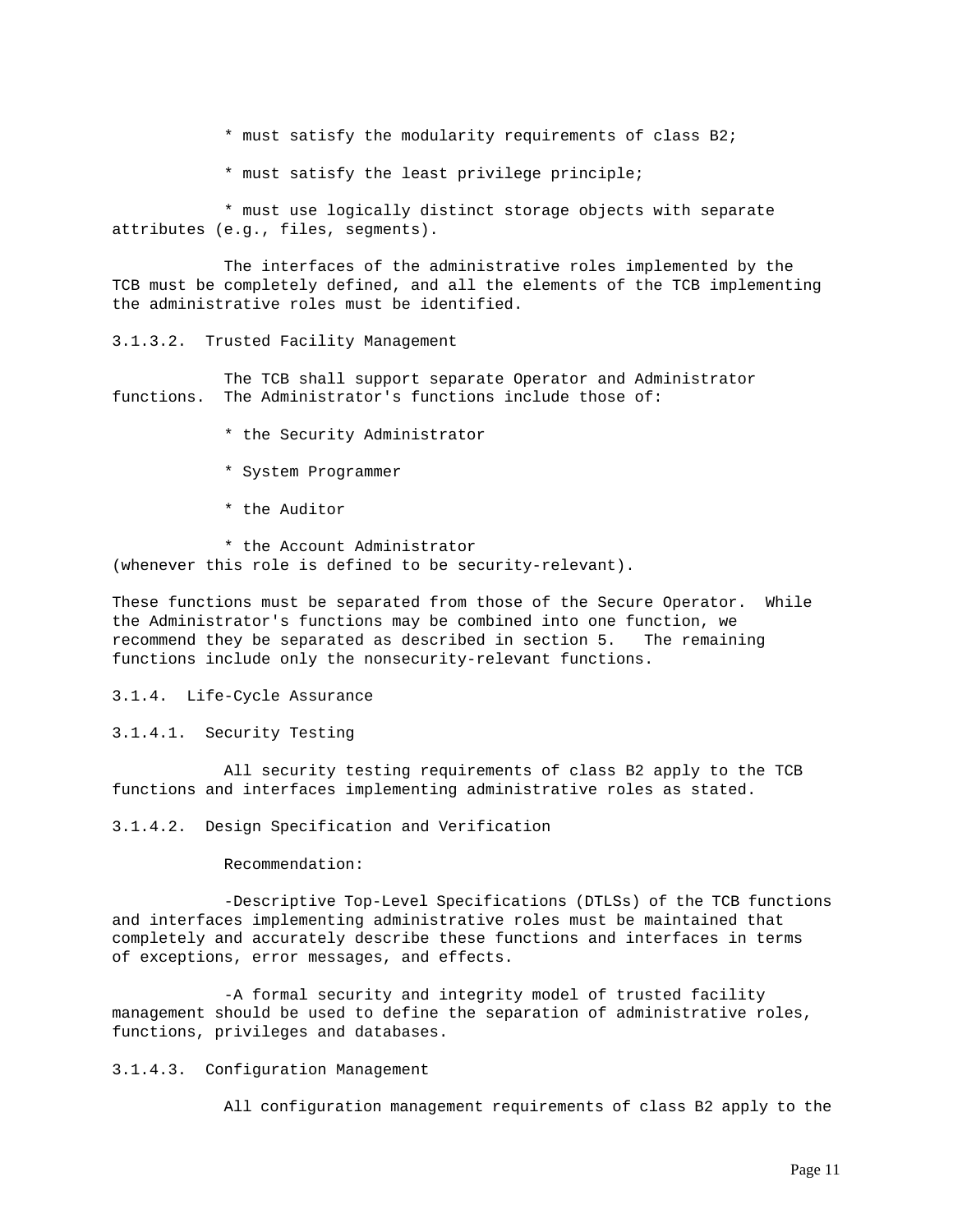* must satisfy the modularity requirements of class B2;

* must satisfy the least privilege principle;

* must use logically distinct storage objects with separate attributes (e.g., files, segments).

The interfaces of the administrative roles implemented by the TCB must be completely defined, and all the elements of the TCB implementing the administrative roles must be identified.

#### 3.1.3.2. Trusted Facility Management

The TCB shall support separate Operator and Administrator functions. The Administrator's functions include those of:

* the Security Administrator

* System Programmer

* the Auditor

* the Account Administrator (whenever this role is defined to be security-relevant).

These functions must be separated from those of the Secure Operator. While the Administrator's functions may be combined into one function, we recommend they be separated as described in section 5. The remaining functions include only the nonsecurity-relevant functions.

### 3.1.4. Life-Cycle Assurance

#### 3.1.4.1. Security Testing

All security testing requirements of class B2 apply to the TCB functions and interfaces implementing administrative roles as stated.

#### 3.1.4.2. Design Specification and Verification

Recommendation:

-Descriptive Top-Level Specifications (DTLSs) of the TCB functions and interfaces implementing administrative roles must be maintained that completely and accurately describe these functions and interfaces in terms of exceptions, error messages, and effects.

-A formal security and integrity model of trusted facility management should be used to define the separation of administrative roles, functions, privileges and databases.

#### 3.1.4.3. Configuration Management

All configuration management requirements of class B2 apply to the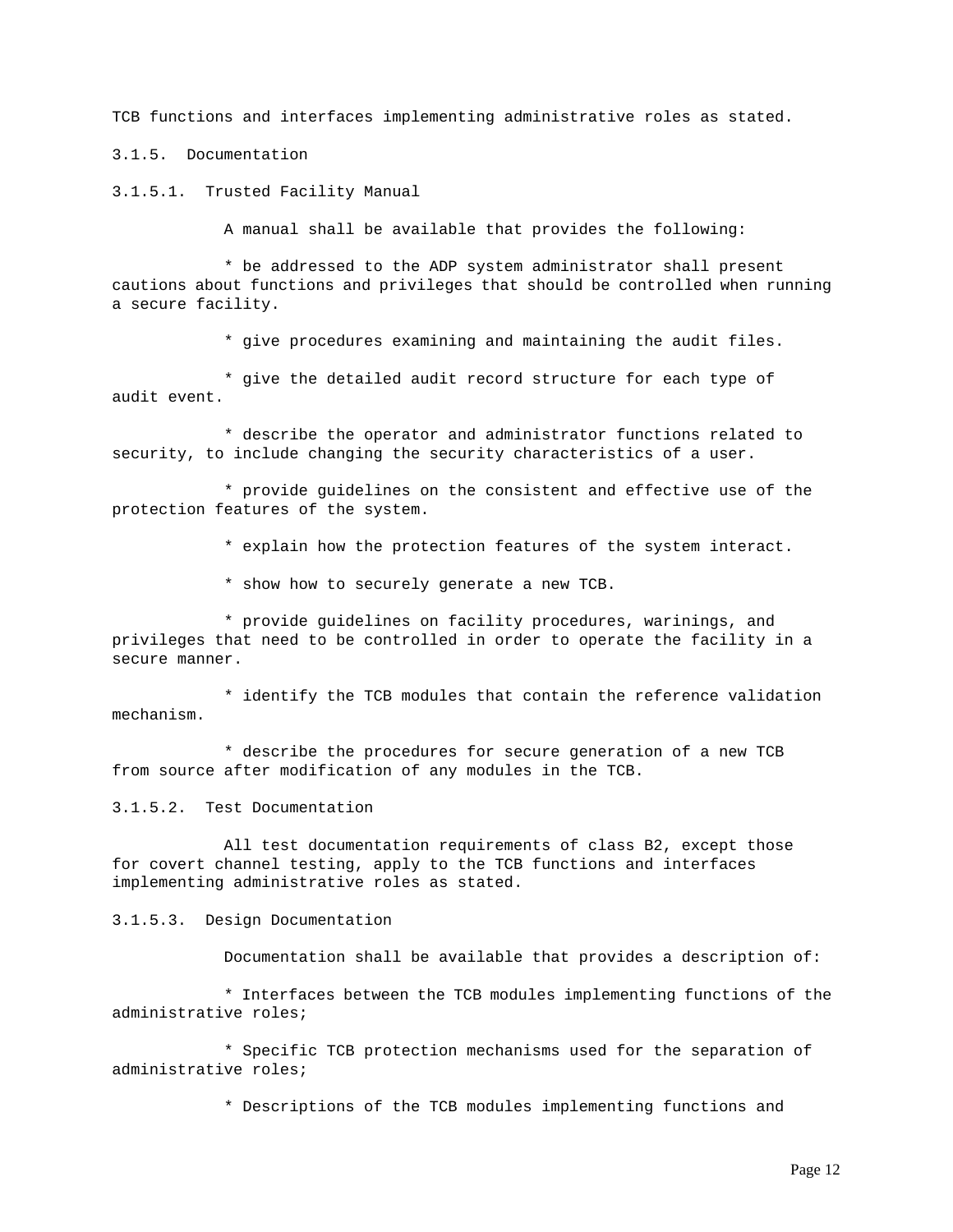TCB functions and interfaces implementing administrative roles as stated.

### 3.1.5. Documentation

#### 3.1.5.1. Trusted Facility Manual

A manual shall be available that provides the following:

* be addressed to the ADP system administrator shall present cautions about functions and privileges that should be controlled when running a secure facility.

* give procedures examining and maintaining the audit files.

* give the detailed audit record structure for each type of audit event.

* describe the operator and administrator functions related to security, to include changing the security characteristics of a user.

* provide guidelines on the consistent and effective use of the protection features of the system.

* explain how the protection features of the system interact.

* show how to securely generate a new TCB.

* provide guidelines on facility procedures, warinings, and privileges that need to be controlled in order to operate the facility in a secure manner.

* identify the TCB modules that contain the reference validation mechanism.

* describe the procedures for secure generation of a new TCB from source after modification of any modules in the TCB.

#### 3.1.5.2. Test Documentation

All test documentation requirements of class B2, except those for covert channel testing, apply to the TCB functions and interfaces implementing administrative roles as stated.

#### 3.1.5.3. Design Documentation

Documentation shall be available that provides a description of:

* Interfaces between the TCB modules implementing functions of the administrative roles;

* Specific TCB protection mechanisms used for the separation of administrative roles;

* Descriptions of the TCB modules implementing functions and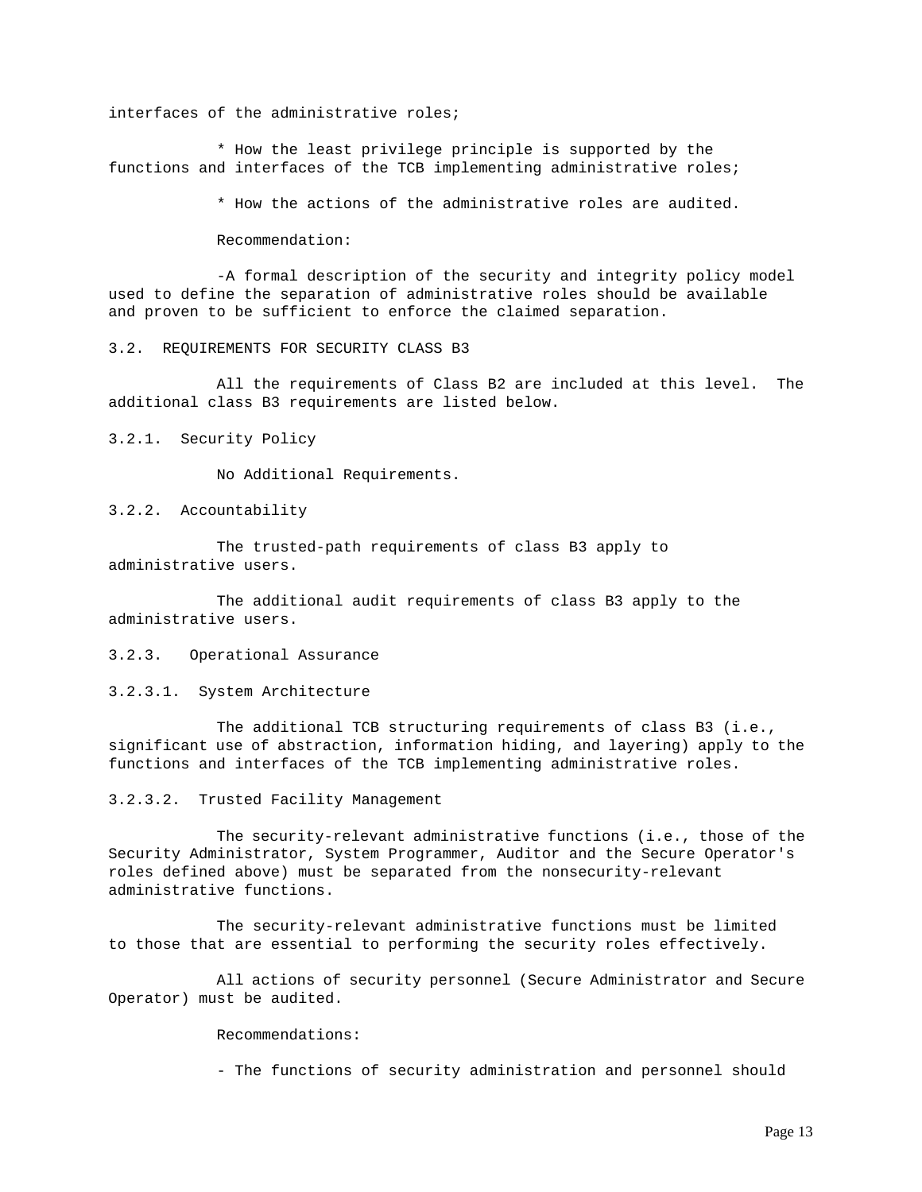interfaces of the administrative roles;

* How the least privilege principle is supported by the functions and interfaces of the TCB implementing administrative roles;

* How the actions of the administrative roles are audited.

Recommendation:

-A formal description of the security and integrity policy model used to define the separation of administrative roles should be available and proven to be sufficient to enforce the claimed separation.

### 3.2. REQUIREMENTS FOR SECURITY CLASS B3

All the requirements of Class B2 are included at this level. The additional class B3 requirements are listed below.

#### 3.2.1. Security Policy

No Additional Requirements.

#### 3.2.2. Accountability

The trusted-path requirements of class B3 apply to administrative users.

The additional audit requirements of class B3 apply to the administrative users.

#### 3.2.3. Operational Assurance

##### 3.2.3.1. System Architecture

The additional TCB structuring requirements of class B3 (i.e., significant use of abstraction, information hiding, and layering) apply to the functions and interfaces of the TCB implementing administrative roles.

##### 3.2.3.2. Trusted Facility Management

The security-relevant administrative functions (i.e., those of the Security Administrator, System Programmer, Auditor and the Secure Operator's roles defined above) must be separated from the nonsecurity-relevant administrative functions.

The security-relevant administrative functions must be limited to those that are essential to performing the security roles effectively.

All actions of security personnel (Secure Administrator and Secure Operator) must be audited.

Recommendations:

- The functions of security administration and personnel should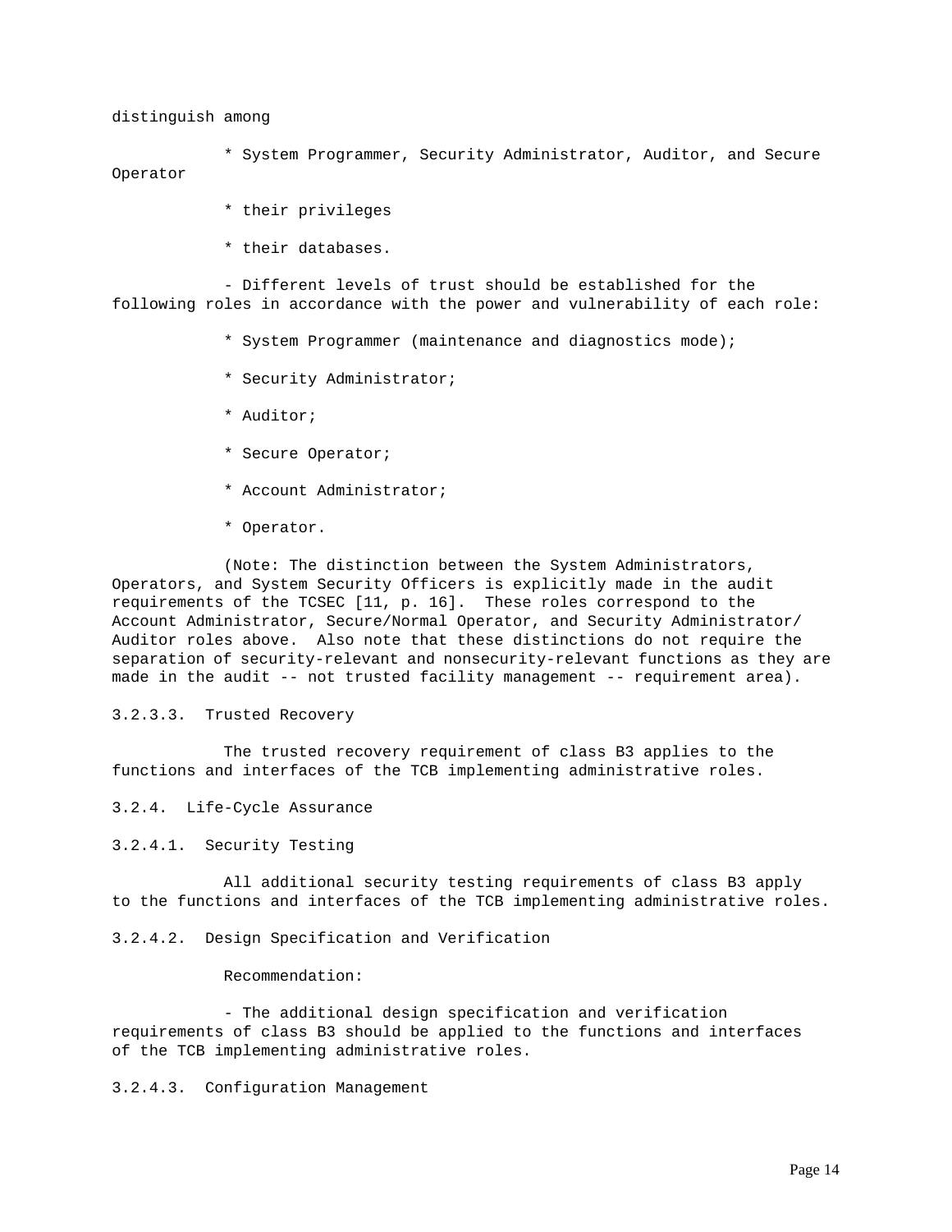distinguish among

* System Programmer, Security Administrator, Auditor, and Secure Operator
* their privileges
* their databases.

- Different levels of trust should be established for the following roles in accordance with the power and vulnerability of each role:

  * System Programmer (maintenance and diagnostics mode);
  * Security Administrator;
  * Auditor;
  * Secure Operator;
  * Account Administrator;
  * Operator.

(Note: The distinction between the System Administrators, Operators, and System Security Officers is explicitly made in the audit requirements of the TCSEC [11, p. 16]. These roles correspond to the Account Administrator, Secure/Normal Operator, and Security Administrator/ Auditor roles above. Also note that these distinctions do not require the separation of security-relevant and nonsecurity-relevant functions as they are made in the audit -- not trusted facility management -- requirement area).

#### 3.2.3.3. Trusted Recovery

The trusted recovery requirement of class B3 applies to the functions and interfaces of the TCB implementing administrative roles.

### 3.2.4. Life-Cycle Assurance

#### 3.2.4.1. Security Testing

All additional security testing requirements of class B3 apply to the functions and interfaces of the TCB implementing administrative roles.

#### 3.2.4.2. Design Specification and Verification

Recommendation:

- The additional design specification and verification requirements of class B3 should be applied to the functions and interfaces of the TCB implementing administrative roles.

#### 3.2.4.3. Configuration Management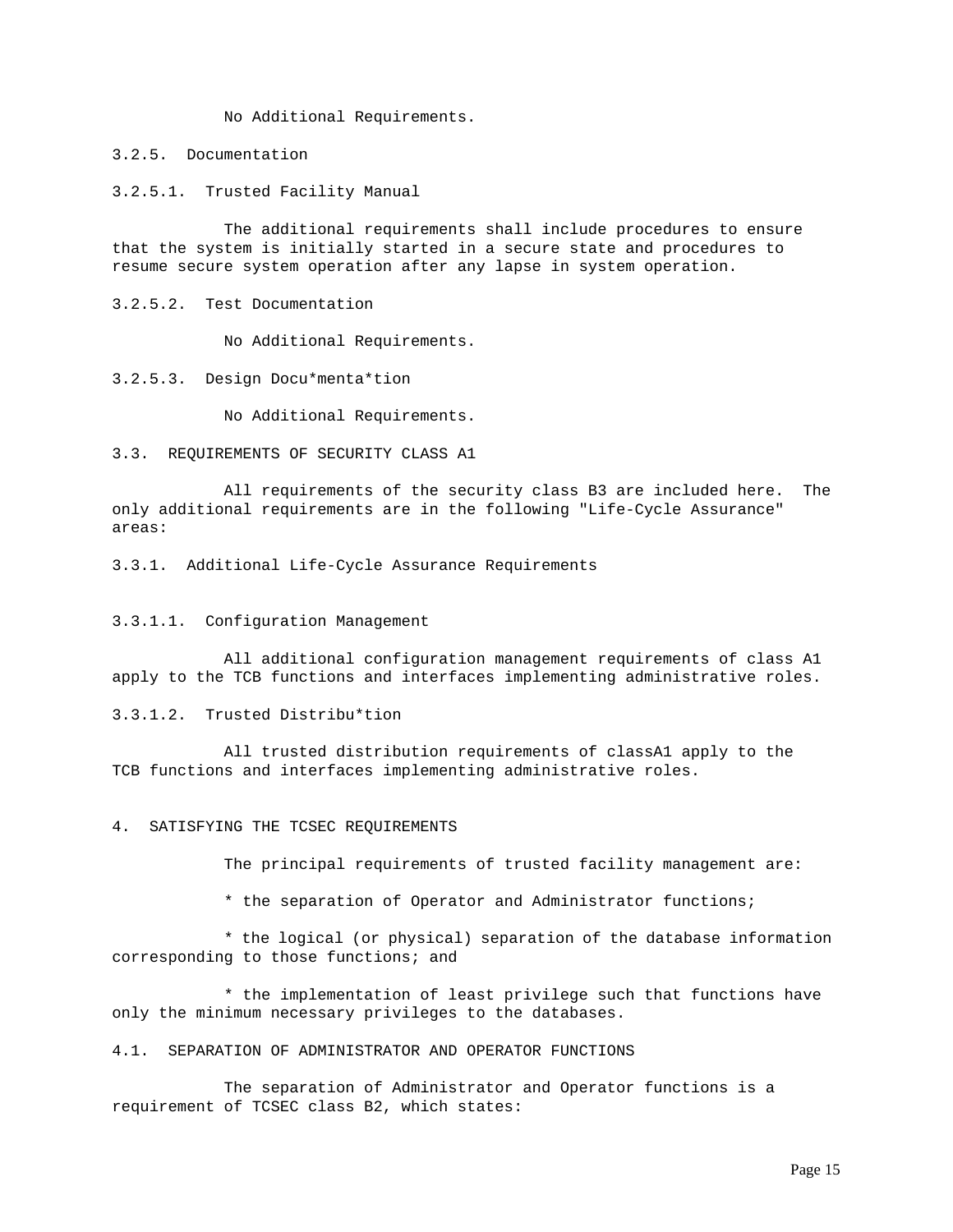No Additional Requirements.

### 3.2.5. Documentation

#### 3.2.5.1. Trusted Facility Manual

The additional requirements shall include procedures to ensure that the system is initially started in a secure state and procedures to resume secure system operation after any lapse in system operation.

#### 3.2.5.2. Test Documentation

No Additional Requirements.

#### 3.2.5.3. Design Docu*menta*tion

No Additional Requirements.

## 3.3. REQUIREMENTS OF SECURITY CLASS A1

All requirements of the security class B3 are included here. The only additional requirements are in the following "Life-Cycle Assurance" areas:

### 3.3.1. Additional Life-Cycle Assurance Requirements

#### 3.3.1.1. Configuration Management

All additional configuration management requirements of class A1 apply to the TCB functions and interfaces implementing administrative roles.

#### 3.3.1.2. Trusted Distribu*tion

All trusted distribution requirements of classA1 apply to the TCB functions and interfaces implementing administrative roles.

# 4. SATISFYING THE TCSEC REQUIREMENTS

The principal requirements of trusted facility management are:

* the separation of Operator and Administrator functions;

* the logical (or physical) separation of the database information corresponding to those functions; and

* the implementation of least privilege such that functions have only the minimum necessary privileges to the databases.

## 4.1. SEPARATION OF ADMINISTRATOR AND OPERATOR FUNCTIONS

The separation of Administrator and Operator functions is a requirement of TCSEC class B2, which states: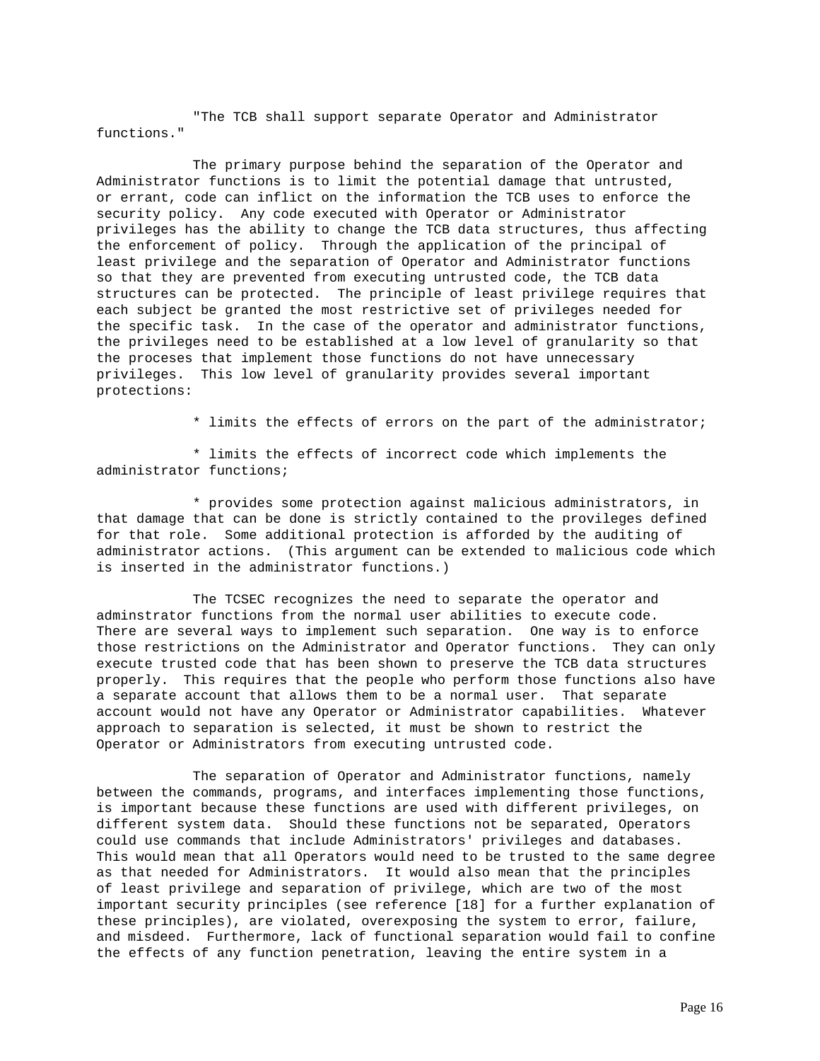"The TCB shall support separate Operator and Administrator functions."

The primary purpose behind the separation of the Operator and Administrator functions is to limit the potential damage that untrusted, or errant, code can inflict on the information the TCB uses to enforce the security policy. Any code executed with Operator or Administrator privileges has the ability to change the TCB data structures, thus affecting the enforcement of policy. Through the application of the principal of least privilege and the separation of Operator and Administrator functions so that they are prevented from executing untrusted code, the TCB data structures can be protected. The principle of least privilege requires that each subject be granted the most restrictive set of privileges needed for the specific task. In the case of the operator and administrator functions, the privileges need to be established at a low level of granularity so that the proceses that implement those functions do not have unnecessary privileges. This low level of granularity provides several important protections:

* limits the effects of errors on the part of the administrator;

* limits the effects of incorrect code which implements the administrator functions;

* provides some protection against malicious administrators, in that damage that can be done is strictly contained to the provileges defined for that role. Some additional protection is afforded by the auditing of administrator actions. (This argument can be extended to malicious code which is inserted in the administrator functions.)

The TCSEC recognizes the need to separate the operator and adminstrator functions from the normal user abilities to execute code. There are several ways to implement such separation. One way is to enforce those restrictions on the Administrator and Operator functions. They can only execute trusted code that has been shown to preserve the TCB data structures properly. This requires that the people who perform those functions also have a separate account that allows them to be a normal user. That separate account would not have any Operator or Administrator capabilities. Whatever approach to separation is selected, it must be shown to restrict the Operator or Administrators from executing untrusted code.

The separation of Operator and Administrator functions, namely between the commands, programs, and interfaces implementing those functions, is important because these functions are used with different privileges, on different system data. Should these functions not be separated, Operators could use commands that include Administrators' privileges and databases. This would mean that all Operators would need to be trusted to the same degree as that needed for Administrators. It would also mean that the principles of least privilege and separation of privilege, which are two of the most important security principles (see reference [18] for a further explanation of these principles), are violated, overexposing the system to error, failure, and misdeed. Furthermore, lack of functional separation would fail to confine the effects of any function penetration, leaving the entire system in a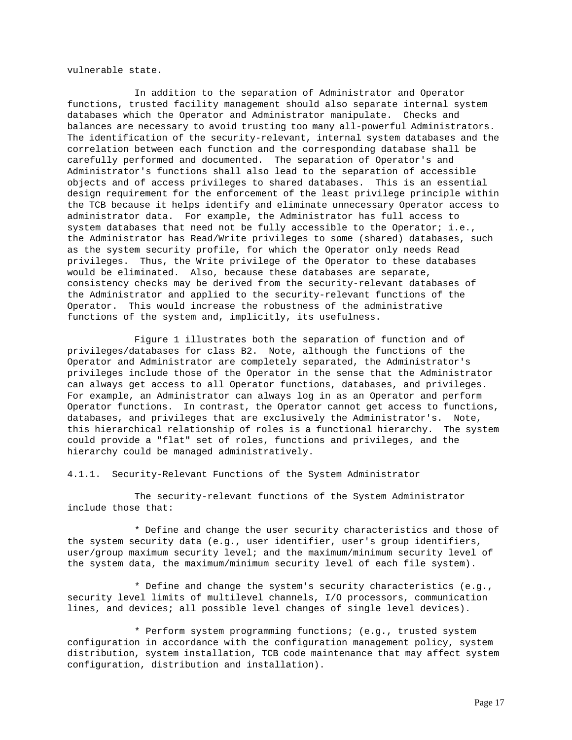vulnerable state.

In addition to the separation of Administrator and Operator functions, trusted facility management should also separate internal system databases which the Operator and Administrator manipulate. Checks and balances are necessary to avoid trusting too many all-powerful Administrators. The identification of the security-relevant, internal system databases and the correlation between each function and the corresponding database shall be carefully performed and documented. The separation of Operator's and Administrator's functions shall also lead to the separation of accessible objects and of access privileges to shared databases. This is an essential design requirement for the enforcement of the least privilege principle within the TCB because it helps identify and eliminate unnecessary Operator access to administrator data. For example, the Administrator has full access to system databases that need not be fully accessible to the Operator; i.e., the Administrator has Read/Write privileges to some (shared) databases, such as the system security profile, for which the Operator only needs Read privileges. Thus, the Write privilege of the Operator to these databases would be eliminated. Also, because these databases are separate, consistency checks may be derived from the security-relevant databases of the Administrator and applied to the security-relevant functions of the Operator. This would increase the robustness of the administrative functions of the system and, implicitly, its usefulness.

Figure 1 illustrates both the separation of function and of privileges/databases for class B2. Note, although the functions of the Operator and Administrator are completely separated, the Administrator's privileges include those of the Operator in the sense that the Administrator can always get access to all Operator functions, databases, and privileges. For example, an Administrator can always log in as an Operator and perform Operator functions. In contrast, the Operator cannot get access to functions, databases, and privileges that are exclusively the Administrator's. Note, this hierarchical relationship of roles is a functional hierarchy. The system could provide a "flat" set of roles, functions and privileges, and the hierarchy could be managed administratively.

### 4.1.1. Security-Relevant Functions of the System Administrator

The security-relevant functions of the System Administrator include those that:

* Define and change the user security characteristics and those of the system security data (e.g., user identifier, user's group identifiers, user/group maximum security level; and the maximum/minimum security level of the system data, the maximum/minimum security level of each file system).

* Define and change the system's security characteristics (e.g., security level limits of multilevel channels, I/O processors, communication lines, and devices; all possible level changes of single level devices).

* Perform system programming functions; (e.g., trusted system configuration in accordance with the configuration management policy, system distribution, system installation, TCB code maintenance that may affect system configuration, distribution and installation).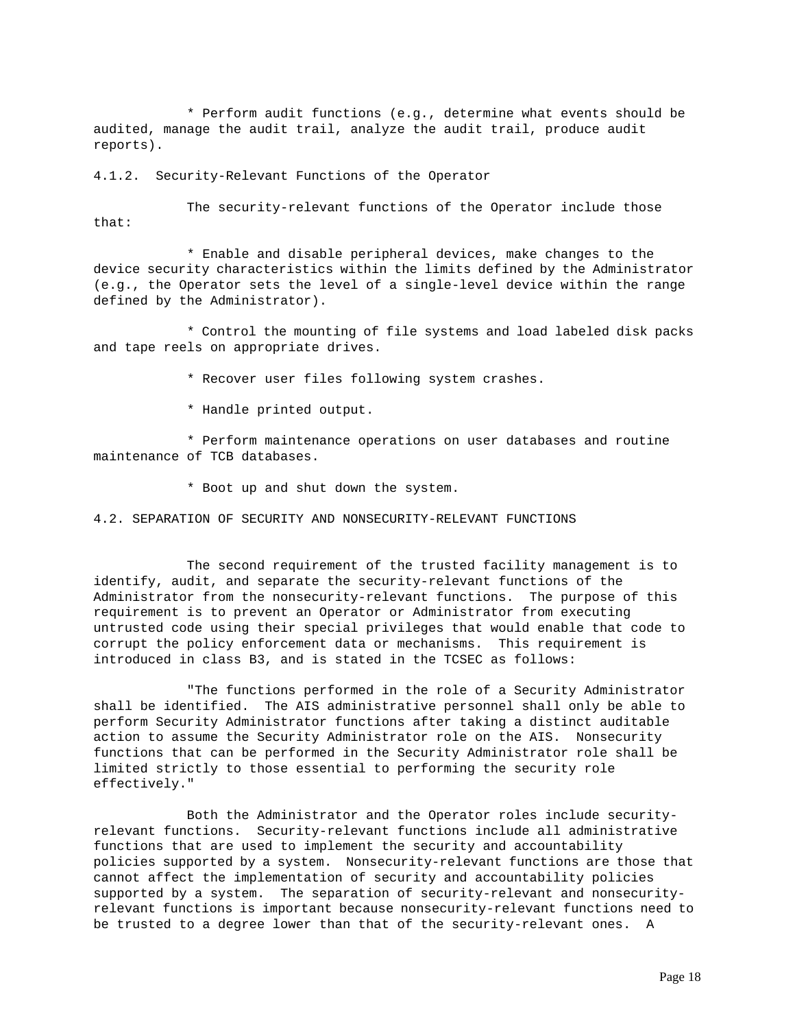* Perform audit functions (e.g., determine what events should be audited, manage the audit trail, analyze the audit trail, produce audit reports).

### 4.1.2. Security-Relevant Functions of the Operator

The security-relevant functions of the Operator include those that:

* Enable and disable peripheral devices, make changes to the device security characteristics within the limits defined by the Administrator (e.g., the Operator sets the level of a single-level device within the range defined by the Administrator).

* Control the mounting of file systems and load labeled disk packs and tape reels on appropriate drives.

* Recover user files following system crashes.

* Handle printed output.

* Perform maintenance operations on user databases and routine maintenance of TCB databases.

* Boot up and shut down the system.

## 4.2. SEPARATION OF SECURITY AND NONSECURITY-RELEVANT FUNCTIONS

The second requirement of the trusted facility management is to identify, audit, and separate the security-relevant functions of the Administrator from the nonsecurity-relevant functions. The purpose of this requirement is to prevent an Operator or Administrator from executing untrusted code using their special privileges that would enable that code to corrupt the policy enforcement data or mechanisms. This requirement is introduced in class B3, and is stated in the TCSEC as follows:

"The functions performed in the role of a Security Administrator shall be identified. The AIS administrative personnel shall only be able to perform Security Administrator functions after taking a distinct auditable action to assume the Security Administrator role on the AIS. Nonsecurity functions that can be performed in the Security Administrator role shall be limited strictly to those essential to performing the security role effectively."

Both the Administrator and the Operator roles include security-relevant functions. Security-relevant functions include all administrative functions that are used to implement the security and accountability policies supported by a system. Nonsecurity-relevant functions are those that cannot affect the implementation of security and accountability policies supported by a system. The separation of security-relevant and nonsecurity-relevant functions is important because nonsecurity-relevant functions need to be trusted to a degree lower than that of the security-relevant ones. A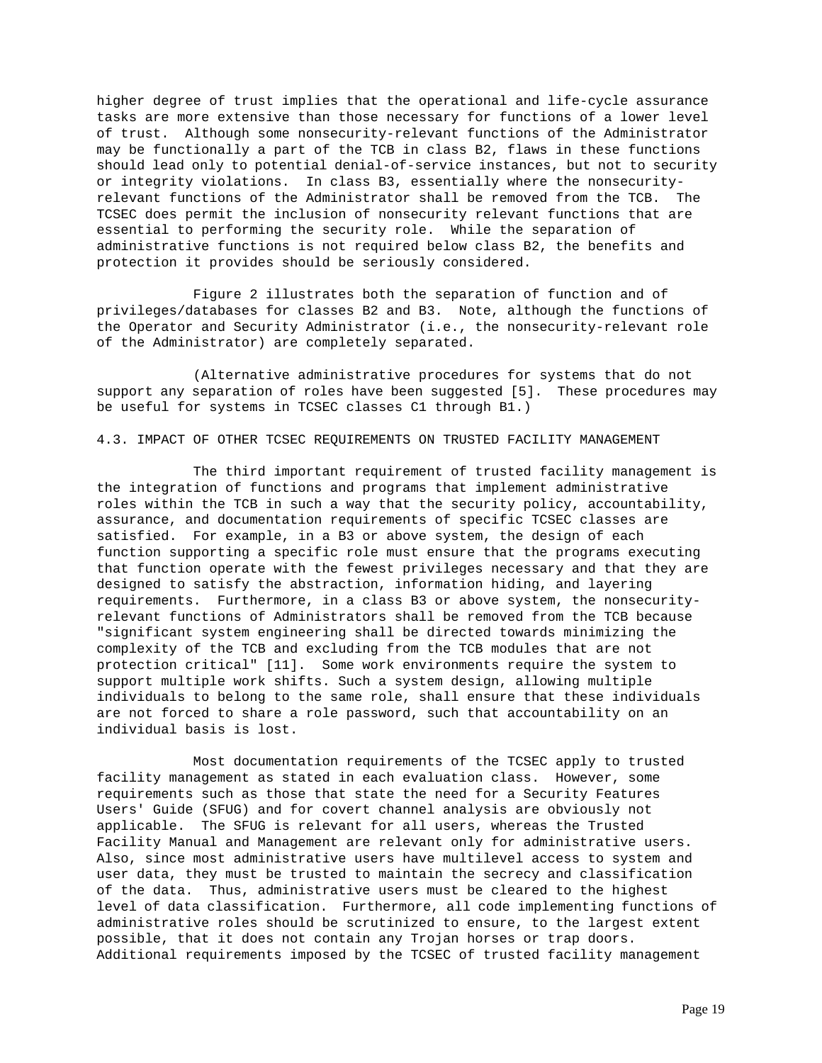higher degree of trust implies that the operational and life-cycle assurance tasks are more extensive than those necessary for functions of a lower level of trust. Although some nonsecurity-relevant functions of the Administrator may be functionally a part of the TCB in class B2, flaws in these functions should lead only to potential denial-of-service instances, but not to security or integrity violations. In class B3, essentially where the nonsecurity-relevant functions of the Administrator shall be removed from the TCB. The TCSEC does permit the inclusion of nonsecurity relevant functions that are essential to performing the security role. While the separation of administrative functions is not required below class B2, the benefits and protection it provides should be seriously considered.

Figure 2 illustrates both the separation of function and of privileges/databases for classes B2 and B3. Note, although the functions of the Operator and Security Administrator (i.e., the nonsecurity-relevant role of the Administrator) are completely separated.

(Alternative administrative procedures for systems that do not support any separation of roles have been suggested [5]. These procedures may be useful for systems in TCSEC classes C1 through B1.)

## 4.3. IMPACT OF OTHER TCSEC REQUIREMENTS ON TRUSTED FACILITY MANAGEMENT

The third important requirement of trusted facility management is the integration of functions and programs that implement administrative roles within the TCB in such a way that the security policy, accountability, assurance, and documentation requirements of specific TCSEC classes are satisfied. For example, in a B3 or above system, the design of each function supporting a specific role must ensure that the programs executing that function operate with the fewest privileges necessary and that they are designed to satisfy the abstraction, information hiding, and layering requirements. Furthermore, in a class B3 or above system, the nonsecurity-relevant functions of Administrators shall be removed from the TCB because "significant system engineering shall be directed towards minimizing the complexity of the TCB and excluding from the TCB modules that are not protection critical" [11]. Some work environments require the system to support multiple work shifts. Such a system design, allowing multiple individuals to belong to the same role, shall ensure that these individuals are not forced to share a role password, such that accountability on an individual basis is lost.

Most documentation requirements of the TCSEC apply to trusted facility management as stated in each evaluation class. However, some requirements such as those that state the need for a Security Features Users' Guide (SFUG) and for covert channel analysis are obviously not applicable. The SFUG is relevant for all users, whereas the Trusted Facility Manual and Management are relevant only for administrative users. Also, since most administrative users have multilevel access to system and user data, they must be trusted to maintain the secrecy and classification of the data. Thus, administrative users must be cleared to the highest level of data classification. Furthermore, all code implementing functions of administrative roles should be scrutinized to ensure, to the largest extent possible, that it does not contain any Trojan horses or trap doors. Additional requirements imposed by the TCSEC of trusted facility management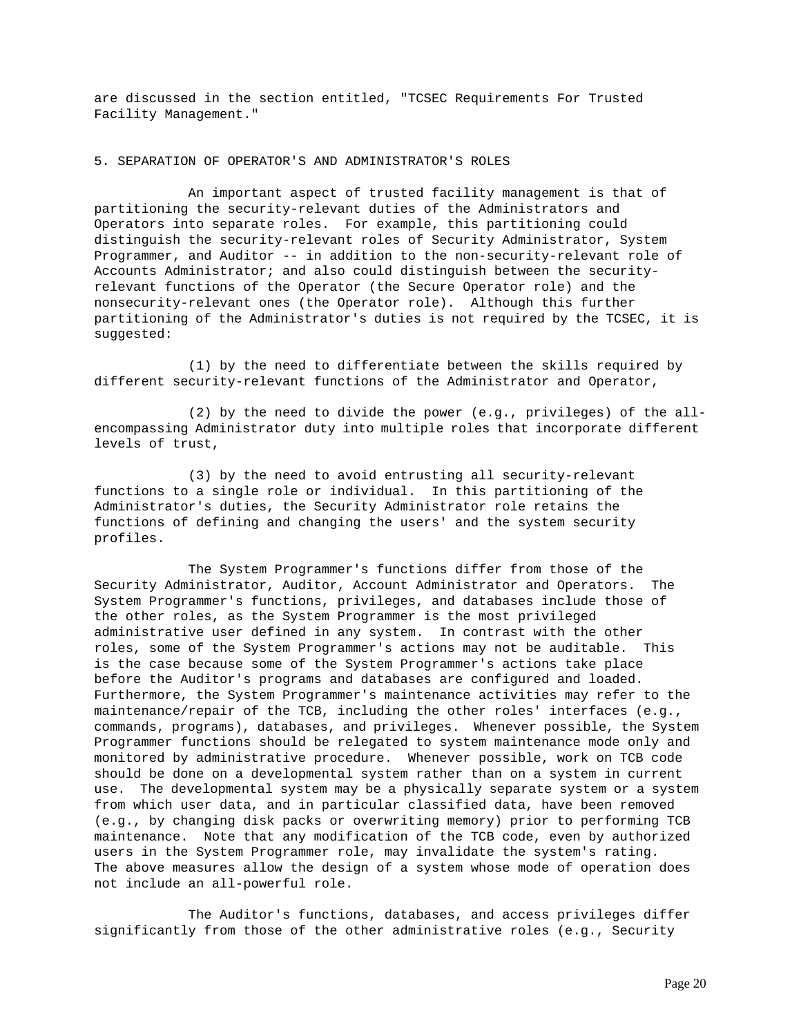are discussed in the section entitled, "TCSEC Requirements For Trusted Facility Management."

## 5. SEPARATION OF OPERATOR'S AND ADMINISTRATOR'S ROLES

An important aspect of trusted facility management is that of partitioning the security-relevant duties of the Administrators and Operators into separate roles. For example, this partitioning could distinguish the security-relevant roles of Security Administrator, System Programmer, and Auditor -- in addition to the non-security-relevant role of Accounts Administrator; and also could distinguish between the security-relevant functions of the Operator (the Secure Operator role) and the nonsecurity-relevant ones (the Operator role). Although this further partitioning of the Administrator's duties is not required by the TCSEC, it is suggested:

(1) by the need to differentiate between the skills required by different security-relevant functions of the Administrator and Operator,

(2) by the need to divide the power (e.g., privileges) of the all-encompassing Administrator duty into multiple roles that incorporate different levels of trust,

(3) by the need to avoid entrusting all security-relevant functions to a single role or individual. In this partitioning of the Administrator's duties, the Security Administrator role retains the functions of defining and changing the users' and the system security profiles.

The System Programmer's functions differ from those of the Security Administrator, Auditor, Account Administrator and Operators. The System Programmer's functions, privileges, and databases include those of the other roles, as the System Programmer is the most privileged administrative user defined in any system. In contrast with the other roles, some of the System Programmer's actions may not be auditable. This is the case because some of the System Programmer's actions take place before the Auditor's programs and databases are configured and loaded. Furthermore, the System Programmer's maintenance activities may refer to the maintenance/repair of the TCB, including the other roles' interfaces (e.g., commands, programs), databases, and privileges. Whenever possible, the System Programmer functions should be relegated to system maintenance mode only and monitored by administrative procedure. Whenever possible, work on TCB code should be done on a developmental system rather than on a system in current use. The developmental system may be a physically separate system or a system from which user data, and in particular classified data, have been removed (e.g., by changing disk packs or overwriting memory) prior to performing TCB maintenance. Note that any modification of the TCB code, even by authorized users in the System Programmer role, may invalidate the system's rating. The above measures allow the design of a system whose mode of operation does not include an all-powerful role.

The Auditor's functions, databases, and access privileges differ significantly from those of the other administrative roles (e.g., Security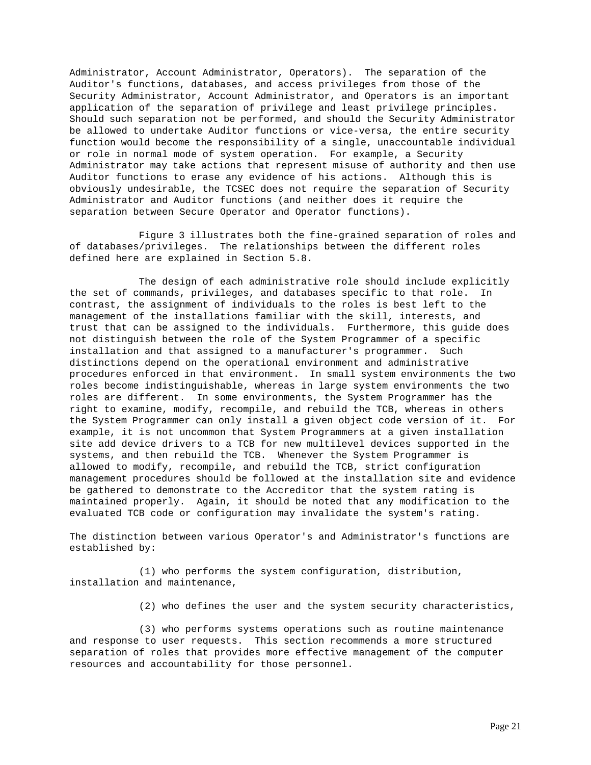Administrator, Account Administrator, Operators). The separation of the Auditor's functions, databases, and access privileges from those of the Security Administrator, Account Administrator, and Operators is an important application of the separation of privilege and least privilege principles. Should such separation not be performed, and should the Security Administrator be allowed to undertake Auditor functions or vice-versa, the entire security function would become the responsibility of a single, unaccountable individual or role in normal mode of system operation. For example, a Security Administrator may take actions that represent misuse of authority and then use Auditor functions to erase any evidence of his actions. Although this is obviously undesirable, the TCSEC does not require the separation of Security Administrator and Auditor functions (and neither does it require the separation between Secure Operator and Operator functions).

Figure 3 illustrates both the fine-grained separation of roles and of databases/privileges. The relationships between the different roles defined here are explained in Section 5.8.

The design of each administrative role should include explicitly the set of commands, privileges, and databases specific to that role. In contrast, the assignment of individuals to the roles is best left to the management of the installations familiar with the skill, interests, and trust that can be assigned to the individuals. Furthermore, this guide does not distinguish between the role of the System Programmer of a specific installation and that assigned to a manufacturer's programmer. Such distinctions depend on the operational environment and administrative procedures enforced in that environment. In small system environments the two roles become indistinguishable, whereas in large system environments the two roles are different. In some environments, the System Programmer has the right to examine, modify, recompile, and rebuild the TCB, whereas in others the System Programmer can only install a given object code version of it. For example, it is not uncommon that System Programmers at a given installation site add device drivers to a TCB for new multilevel devices supported in the systems, and then rebuild the TCB. Whenever the System Programmer is allowed to modify, recompile, and rebuild the TCB, strict configuration management procedures should be followed at the installation site and evidence be gathered to demonstrate to the Accreditor that the system rating is maintained properly. Again, it should be noted that any modification to the evaluated TCB code or configuration may invalidate the system's rating.

The distinction between various Operator's and Administrator's functions are established by:

(1) who performs the system configuration, distribution, installation and maintenance,

(2) who defines the user and the system security characteristics,

(3) who performs systems operations such as routine maintenance and response to user requests. This section recommends a more structured separation of roles that provides more effective management of the computer resources and accountability for those personnel.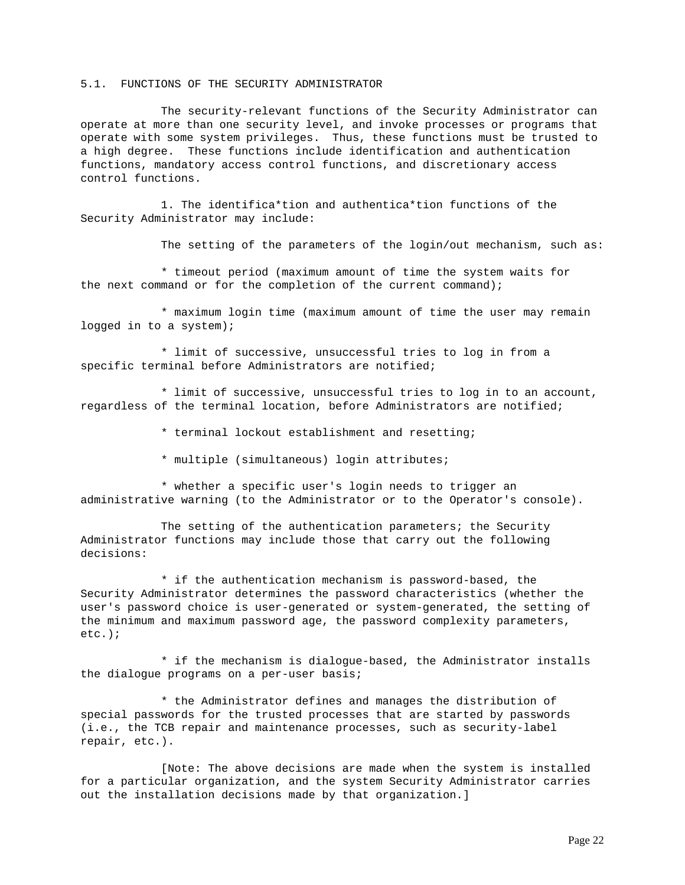## 5.1. FUNCTIONS OF THE SECURITY ADMINISTRATOR

The security-relevant functions of the Security Administrator can operate at more than one security level, and invoke processes or programs that operate with some system privileges. Thus, these functions must be trusted to a high degree. These functions include identification and authentication functions, mandatory access control functions, and discretionary access control functions.

1. The identifica*tion and authentica*tion functions of the Security Administrator may include:

The setting of the parameters of the login/out mechanism, such as:

* timeout period (maximum amount of time the system waits for the next command or for the completion of the current command);

* maximum login time (maximum amount of time the user may remain logged in to a system);

* limit of successive, unsuccessful tries to log in from a specific terminal before Administrators are notified;

* limit of successive, unsuccessful tries to log in to an account, regardless of the terminal location, before Administrators are notified;

* terminal lockout establishment and resetting;

* multiple (simultaneous) login attributes;

* whether a specific user's login needs to trigger an administrative warning (to the Administrator or to the Operator's console).

The setting of the authentication parameters; the Security Administrator functions may include those that carry out the following decisions:

* if the authentication mechanism is password-based, the Security Administrator determines the password characteristics (whether the user's password choice is user-generated or system-generated, the setting of the minimum and maximum password age, the password complexity parameters, etc.);

* if the mechanism is dialogue-based, the Administrator installs the dialogue programs on a per-user basis;

* the Administrator defines and manages the distribution of special passwords for the trusted processes that are started by passwords (i.e., the TCB repair and maintenance processes, such as security-label repair, etc.).

[Note: The above decisions are made when the system is installed for a particular organization, and the system Security Administrator carries out the installation decisions made by that organization.]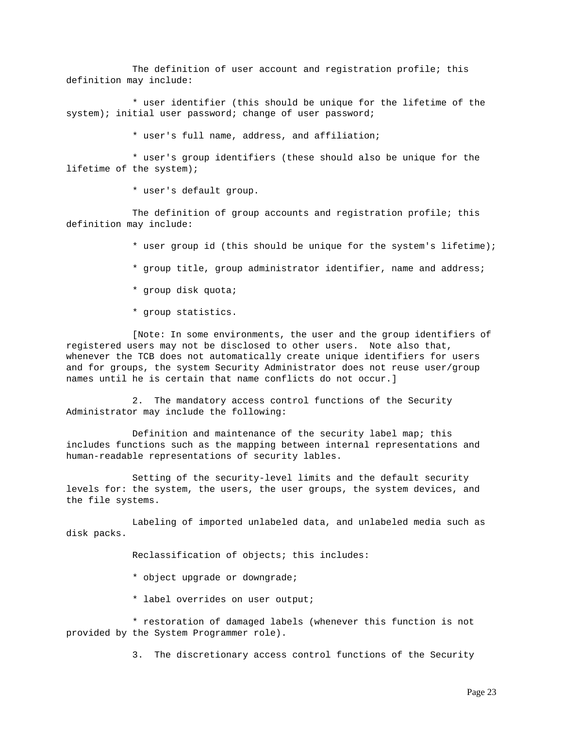The definition of user account and registration profile; this definition may include:

* user identifier (this should be unique for the lifetime of the system); initial user password; change of user password;

* user's full name, address, and affiliation;

* user's group identifiers (these should also be unique for the lifetime of the system);

* user's default group.

The definition of group accounts and registration profile; this definition may include:

* user group id (this should be unique for the system's lifetime);

* group title, group administrator identifier, name and address;

* group disk quota;

* group statistics.

[Note: In some environments, the user and the group identifiers of registered users may not be disclosed to other users. Note also that, whenever the TCB does not automatically create unique identifiers for users and for groups, the system Security Administrator does not reuse user/group names until he is certain that name conflicts do not occur.]

2. The mandatory access control functions of the Security Administrator may include the following:

Definition and maintenance of the security label map; this includes functions such as the mapping between internal representations and human-readable representations of security lables.

Setting of the security-level limits and the default security levels for: the system, the users, the user groups, the system devices, and the file systems.

Labeling of imported unlabeled data, and unlabeled media such as disk packs.

Reclassification of objects; this includes:

* object upgrade or downgrade;

* label overrides on user output;

* restoration of damaged labels (whenever this function is not provided by the System Programmer role).

3. The discretionary access control functions of the Security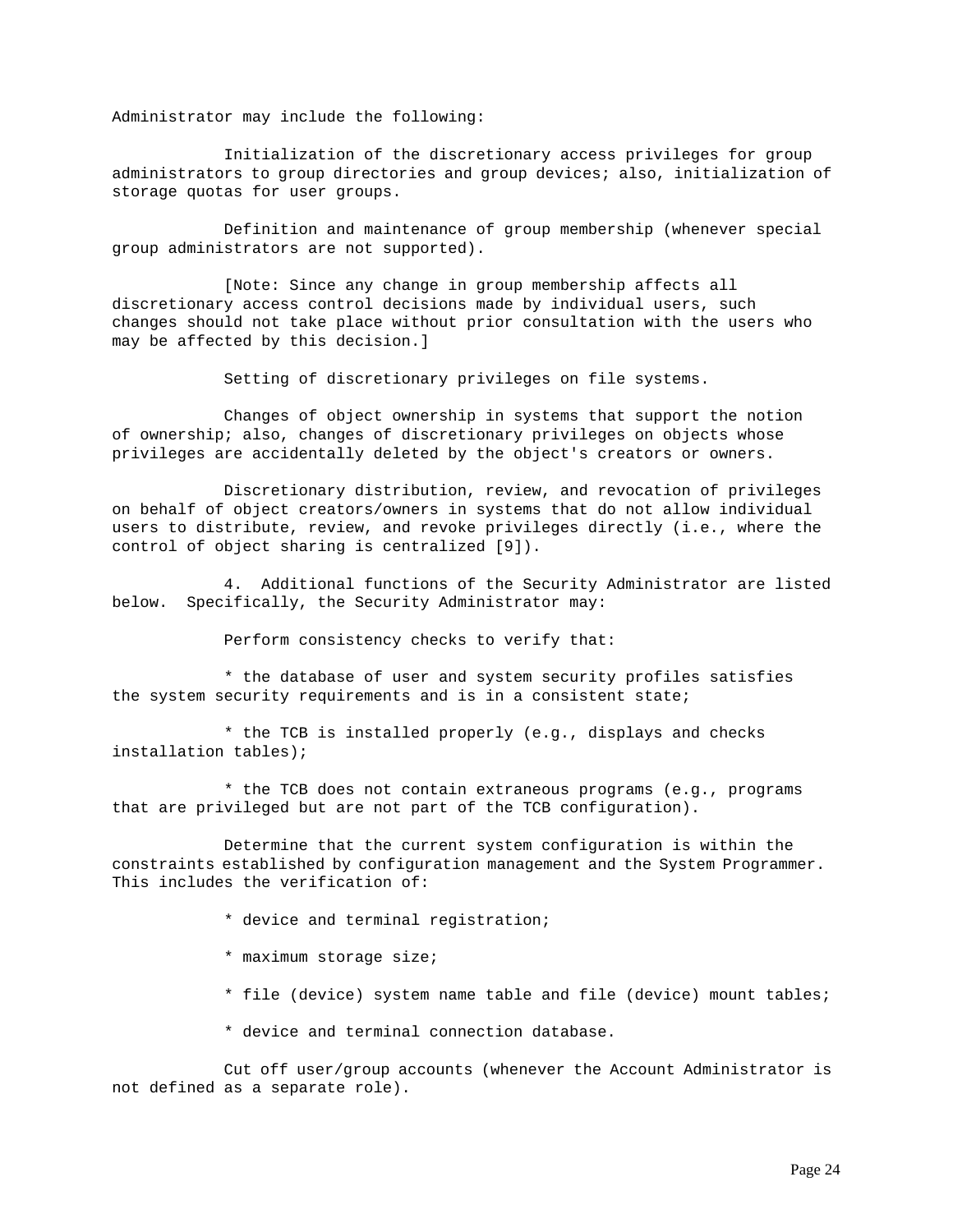Administrator may include the following:

Initialization of the discretionary access privileges for group administrators to group directories and group devices; also, initialization of storage quotas for user groups.

Definition and maintenance of group membership (whenever special group administrators are not supported).

[Note: Since any change in group membership affects all discretionary access control decisions made by individual users, such changes should not take place without prior consultation with the users who may be affected by this decision.]

Setting of discretionary privileges on file systems.

Changes of object ownership in systems that support the notion of ownership; also, changes of discretionary privileges on objects whose privileges are accidentally deleted by the object's creators or owners.

Discretionary distribution, review, and revocation of privileges on behalf of object creators/owners in systems that do not allow individual users to distribute, review, and revoke privileges directly (i.e., where the control of object sharing is centralized [9]).

4. Additional functions of the Security Administrator are listed below. Specifically, the Security Administrator may:

Perform consistency checks to verify that:

* the database of user and system security profiles satisfies the system security requirements and is in a consistent state;

* the TCB is installed properly (e.g., displays and checks installation tables);

* the TCB does not contain extraneous programs (e.g., programs that are privileged but are not part of the TCB configuration).

Determine that the current system configuration is within the constraints established by configuration management and the System Programmer. This includes the verification of:

* device and terminal registration;

* maximum storage size;

* file (device) system name table and file (device) mount tables;

* device and terminal connection database.

Cut off user/group accounts (whenever the Account Administrator is not defined as a separate role).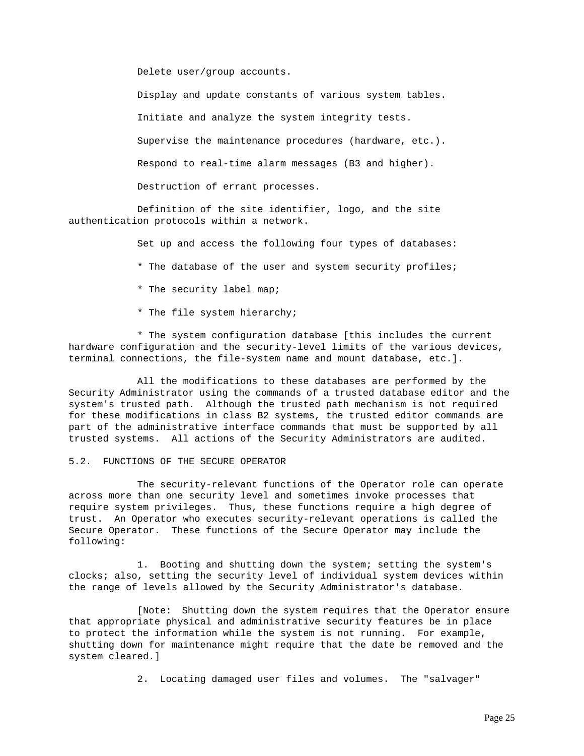Delete user/group accounts.

Display and update constants of various system tables.

Initiate and analyze the system integrity tests.

Supervise the maintenance procedures (hardware, etc.).

Respond to real-time alarm messages (B3 and higher).

Destruction of errant processes.

Definition of the site identifier, logo, and the site authentication protocols within a network.

Set up and access the following four types of databases:

* The database of the user and system security profiles;

* The security label map;

* The file system hierarchy;

* The system configuration database [this includes the current hardware configuration and the security-level limits of the various devices, terminal connections, the file-system name and mount database, etc.].

All the modifications to these databases are performed by the Security Administrator using the commands of a trusted database editor and the system's trusted path. Although the trusted path mechanism is not required for these modifications in class B2 systems, the trusted editor commands are part of the administrative interface commands that must be supported by all trusted systems. All actions of the Security Administrators are audited.

## 5.2. FUNCTIONS OF THE SECURE OPERATOR

The security-relevant functions of the Operator role can operate across more than one security level and sometimes invoke processes that require system privileges. Thus, these functions require a high degree of trust. An Operator who executes security-relevant operations is called the Secure Operator. These functions of the Secure Operator may include the following:

1. Booting and shutting down the system; setting the system's clocks; also, setting the security level of individual system devices within the range of levels allowed by the Security Administrator's database.

[Note: Shutting down the system requires that the Operator ensure that appropriate physical and administrative security features be in place to protect the information while the system is not running. For example, shutting down for maintenance might require that the date be removed and the system cleared.]

2. Locating damaged user files and volumes. The "salvager"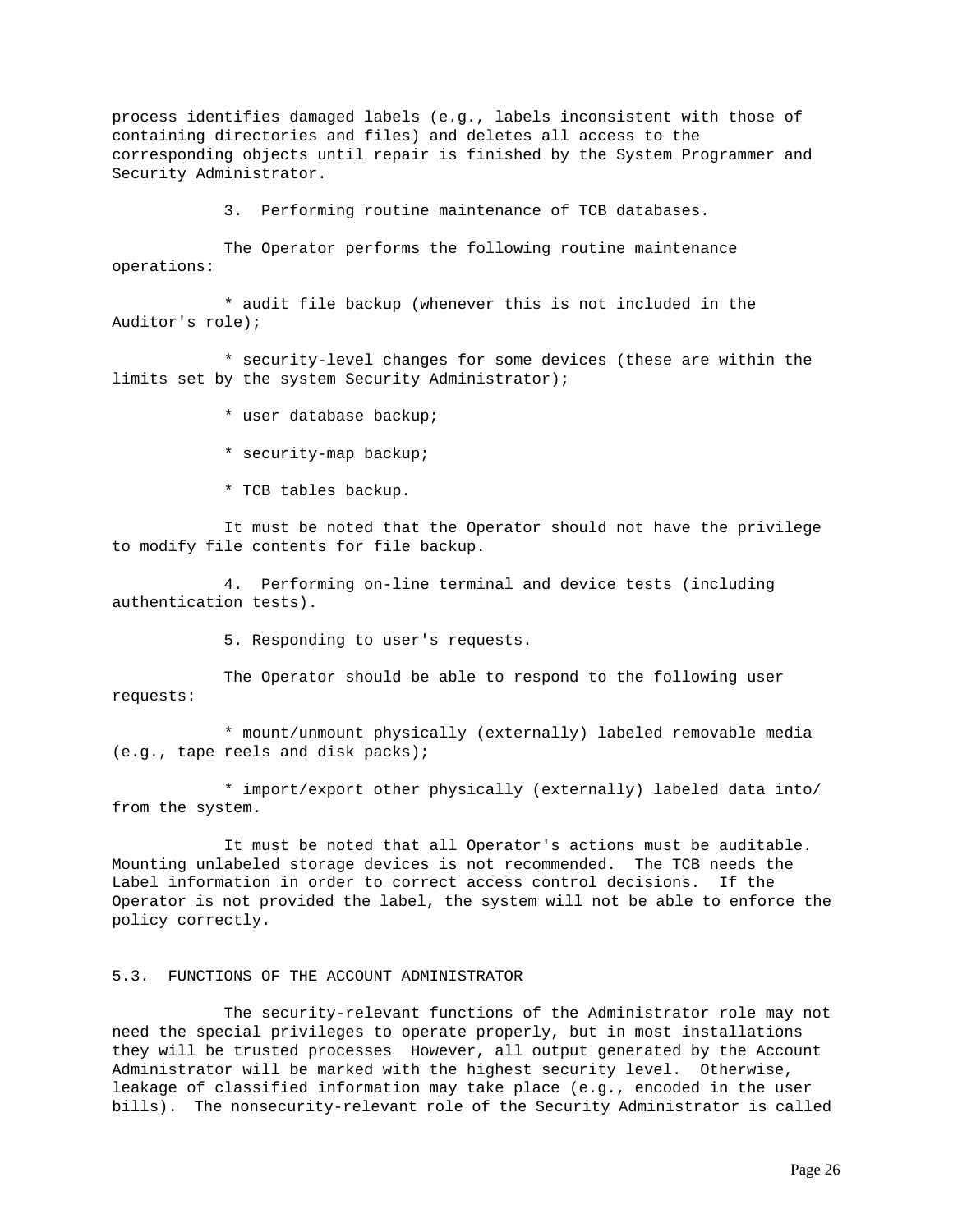process identifies damaged labels (e.g., labels inconsistent with those of containing directories and files) and deletes all access to the corresponding objects until repair is finished by the System Programmer and Security Administrator.

3. Performing routine maintenance of TCB databases.

The Operator performs the following routine maintenance operations:

* audit file backup (whenever this is not included in the Auditor's role);

* security-level changes for some devices (these are within the limits set by the system Security Administrator);

* user database backup;

* security-map backup;

* TCB tables backup.

It must be noted that the Operator should not have the privilege to modify file contents for file backup.

4. Performing on-line terminal and device tests (including authentication tests).

5. Responding to user's requests.

The Operator should be able to respond to the following user requests:

* mount/unmount physically (externally) labeled removable media (e.g., tape reels and disk packs);

* import/export other physically (externally) labeled data into/ from the system.

It must be noted that all Operator's actions must be auditable. Mounting unlabeled storage devices is not recommended. The TCB needs the Label information in order to correct access control decisions. If the Operator is not provided the label, the system will not be able to enforce the policy correctly.

## 5.3. FUNCTIONS OF THE ACCOUNT ADMINISTRATOR

The security-relevant functions of the Administrator role may not need the special privileges to operate properly, but in most installations they will be trusted processes However, all output generated by the Account Administrator will be marked with the highest security level. Otherwise, leakage of classified information may take place (e.g., encoded in the user bills). The nonsecurity-relevant role of the Security Administrator is called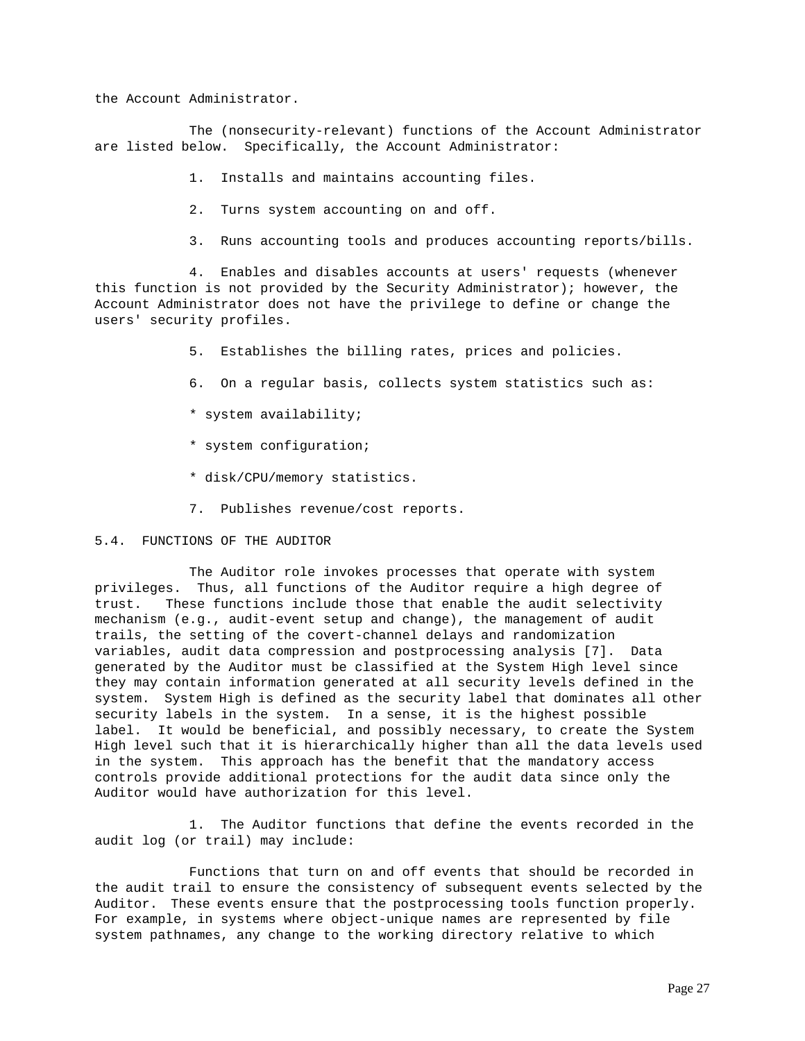the Account Administrator.

The (nonsecurity-relevant) functions of the Account Administrator are listed below. Specifically, the Account Administrator:

1. Installs and maintains accounting files.

2. Turns system accounting on and off.

3. Runs accounting tools and produces accounting reports/bills.

4. Enables and disables accounts at users' requests (whenever this function is not provided by the Security Administrator); however, the Account Administrator does not have the privilege to define or change the users' security profiles.

5. Establishes the billing rates, prices and policies.

6. On a regular basis, collects system statistics such as:

* system availability;

* system configuration;

* disk/CPU/memory statistics.

7. Publishes revenue/cost reports.

## 5.4. FUNCTIONS OF THE AUDITOR

The Auditor role invokes processes that operate with system privileges. Thus, all functions of the Auditor require a high degree of trust. These functions include those that enable the audit selectivity mechanism (e.g., audit-event setup and change), the management of audit trails, the setting of the covert-channel delays and randomization variables, audit data compression and postprocessing analysis [7]. Data generated by the Auditor must be classified at the System High level since they may contain information generated at all security levels defined in the system. System High is defined as the security label that dominates all other security labels in the system. In a sense, it is the highest possible label. It would be beneficial, and possibly necessary, to create the System High level such that it is hierarchically higher than all the data levels used in the system. This approach has the benefit that the mandatory access controls provide additional protections for the audit data since only the Auditor would have authorization for this level.

1. The Auditor functions that define the events recorded in the audit log (or trail) may include:

Functions that turn on and off events that should be recorded in the audit trail to ensure the consistency of subsequent events selected by the Auditor. These events ensure that the postprocessing tools function properly. For example, in systems where object-unique names are represented by file system pathnames, any change to the working directory relative to which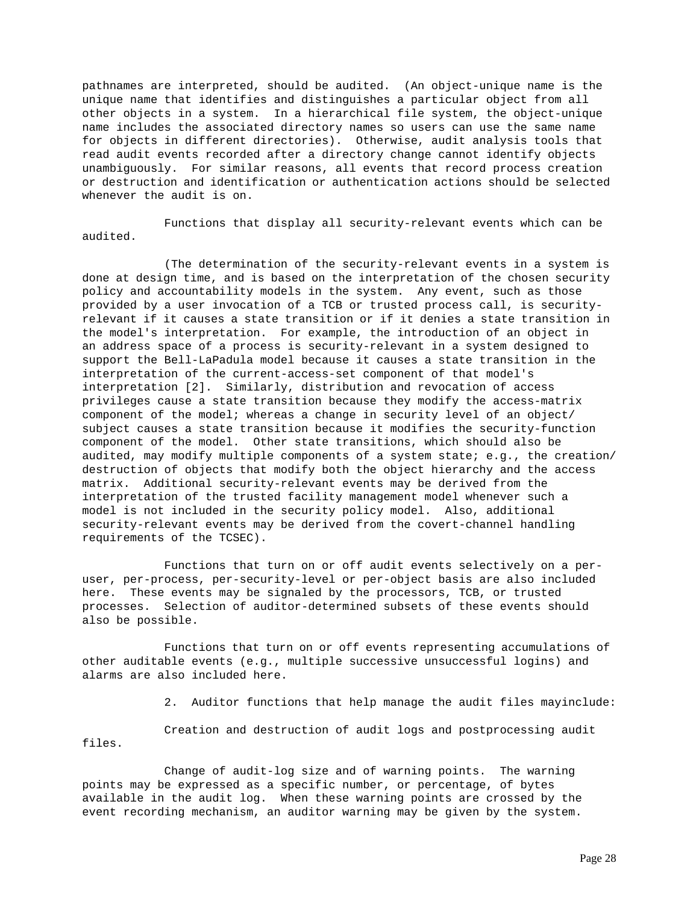pathnames are interpreted, should be audited. (An object-unique name is the unique name that identifies and distinguishes a particular object from all other objects in a system. In a hierarchical file system, the object-unique name includes the associated directory names so users can use the same name for objects in different directories). Otherwise, audit analysis tools that read audit events recorded after a directory change cannot identify objects unambiguously. For similar reasons, all events that record process creation or destruction and identification or authentication actions should be selected whenever the audit is on.

Functions that display all security-relevant events which can be audited.

(The determination of the security-relevant events in a system is done at design time, and is based on the interpretation of the chosen security policy and accountability models in the system. Any event, such as those provided by a user invocation of a TCB or trusted process call, is security-relevant if it causes a state transition or if it denies a state transition in the model's interpretation. For example, the introduction of an object in an address space of a process is security-relevant in a system designed to support the Bell-LaPadula model because it causes a state transition in the interpretation of the current-access-set component of that model's interpretation [2]. Similarly, distribution and revocation of access privileges cause a state transition because they modify the access-matrix component of the model; whereas a change in security level of an object/ subject causes a state transition because it modifies the security-function component of the model. Other state transitions, which should also be audited, may modify multiple components of a system state; e.g., the creation/ destruction of objects that modify both the object hierarchy and the access matrix. Additional security-relevant events may be derived from the interpretation of the trusted facility management model whenever such a model is not included in the security policy model. Also, additional security-relevant events may be derived from the covert-channel handling requirements of the TCSEC).

Functions that turn on or off audit events selectively on a per-user, per-process, per-security-level or per-object basis are also included here. These events may be signaled by the processors, TCB, or trusted processes. Selection of auditor-determined subsets of these events should also be possible.

Functions that turn on or off events representing accumulations of other auditable events (e.g., multiple successive unsuccessful logins) and alarms are also included here.

2. Auditor functions that help manage the audit files mayinclude:

Creation and destruction of audit logs and postprocessing audit files.

Change of audit-log size and of warning points. The warning points may be expressed as a specific number, or percentage, of bytes available in the audit log. When these warning points are crossed by the event recording mechanism, an auditor warning may be given by the system.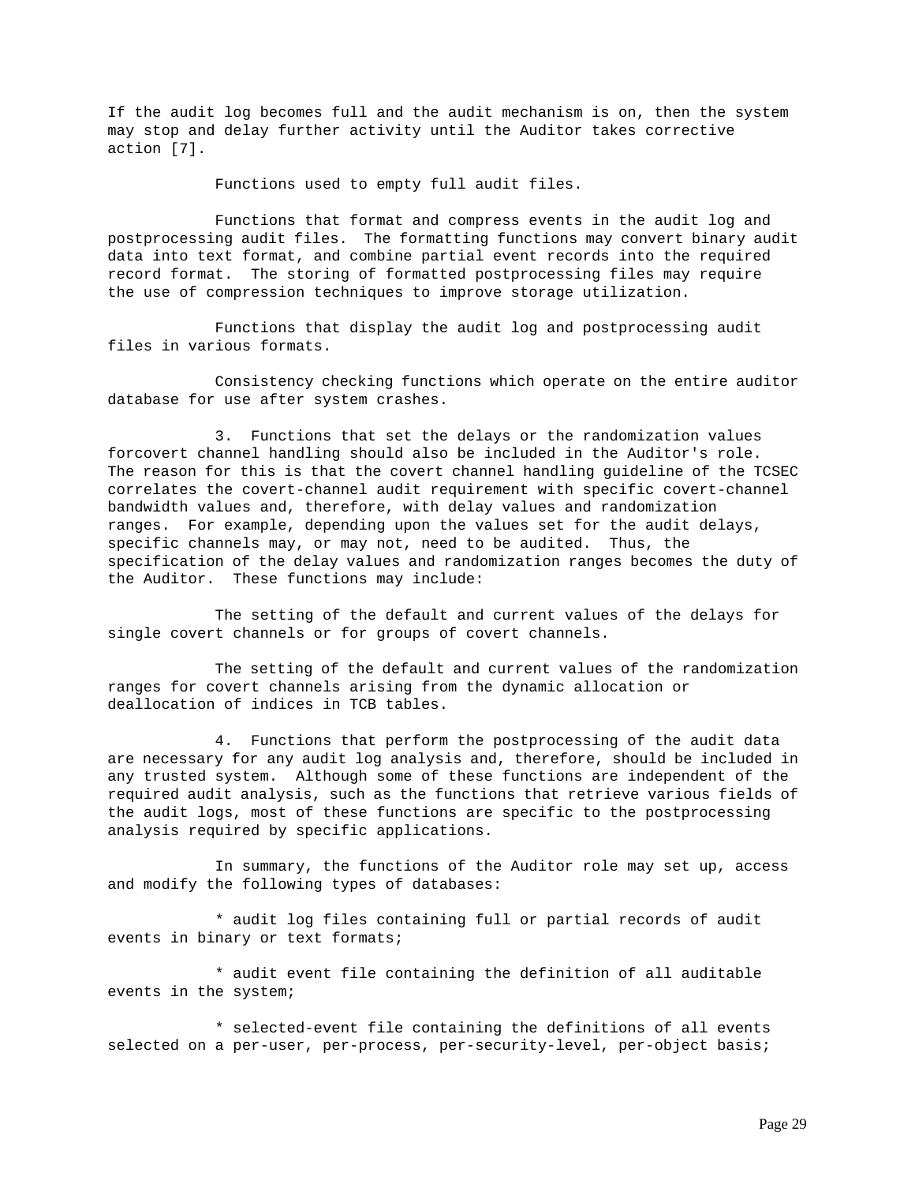If the audit log becomes full and the audit mechanism is on, then the system may stop and delay further activity until the Auditor takes corrective action [7].

Functions used to empty full audit files.

Functions that format and compress events in the audit log and postprocessing audit files. The formatting functions may convert binary audit data into text format, and combine partial event records into the required record format. The storing of formatted postprocessing files may require the use of compression techniques to improve storage utilization.

Functions that display the audit log and postprocessing audit files in various formats.

Consistency checking functions which operate on the entire auditor database for use after system crashes.

3. Functions that set the delays or the randomization values forcovert channel handling should also be included in the Auditor's role. The reason for this is that the covert channel handling guideline of the TCSEC correlates the covert-channel audit requirement with specific covert-channel bandwidth values and, therefore, with delay values and randomization ranges. For example, depending upon the values set for the audit delays, specific channels may, or may not, need to be audited. Thus, the specification of the delay values and randomization ranges becomes the duty of the Auditor. These functions may include:

The setting of the default and current values of the delays for single covert channels or for groups of covert channels.

The setting of the default and current values of the randomization ranges for covert channels arising from the dynamic allocation or deallocation of indices in TCB tables.

4. Functions that perform the postprocessing of the audit data are necessary for any audit log analysis and, therefore, should be included in any trusted system. Although some of these functions are independent of the required audit analysis, such as the functions that retrieve various fields of the audit logs, most of these functions are specific to the postprocessing analysis required by specific applications.

In summary, the functions of the Auditor role may set up, access and modify the following types of databases:

* audit log files containing full or partial records of audit events in binary or text formats;

* audit event file containing the definition of all auditable events in the system;

* selected-event file containing the definitions of all events selected on a per-user, per-process, per-security-level, per-object basis;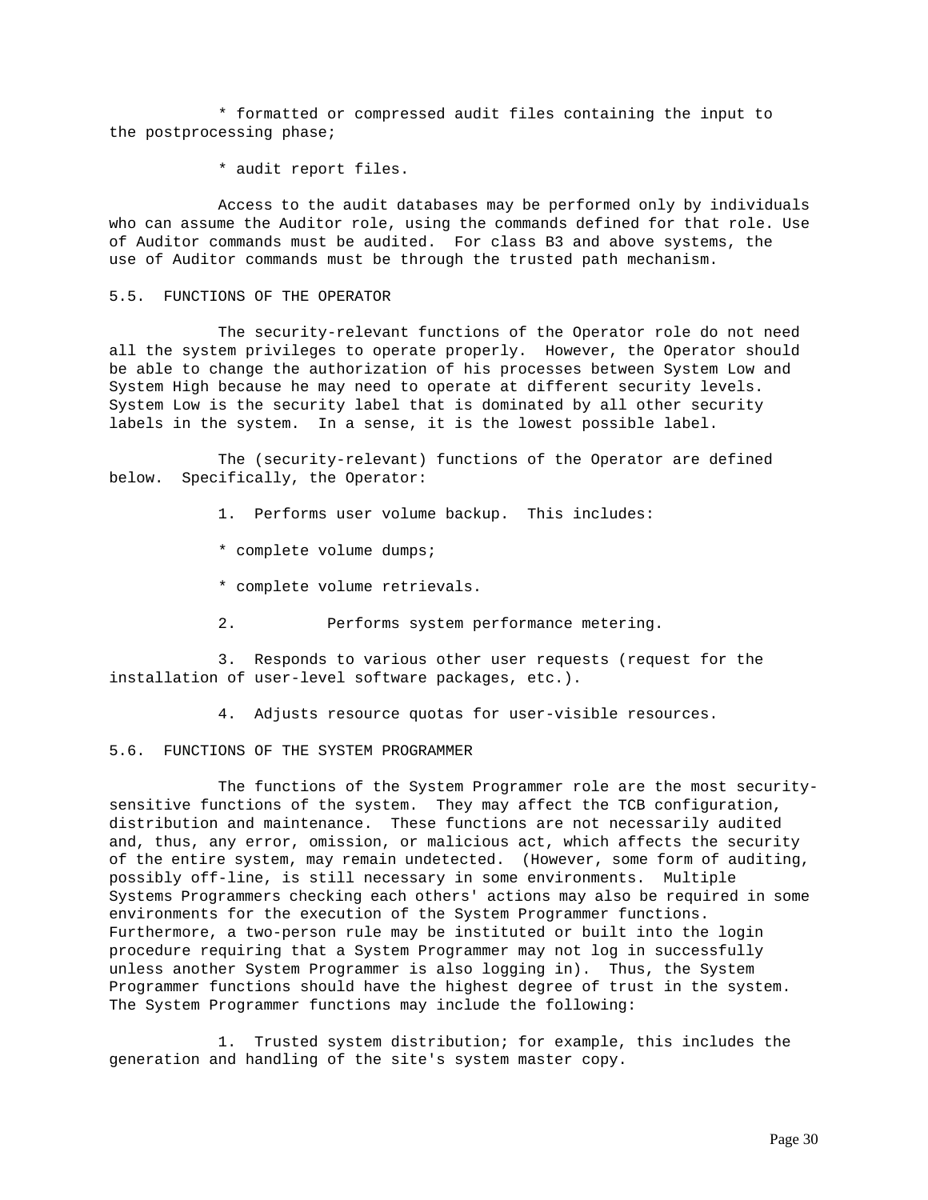* formatted or compressed audit files containing the input to the postprocessing phase;

* audit report files.

Access to the audit databases may be performed only by individuals who can assume the Auditor role, using the commands defined for that role. Use of Auditor commands must be audited. For class B3 and above systems, the use of Auditor commands must be through the trusted path mechanism.

## 5.5. FUNCTIONS OF THE OPERATOR

The security-relevant functions of the Operator role do not need all the system privileges to operate properly. However, the Operator should be able to change the authorization of his processes between System Low and System High because he may need to operate at different security levels. System Low is the security label that is dominated by all other security labels in the system. In a sense, it is the lowest possible label.

The (security-relevant) functions of the Operator are defined below. Specifically, the Operator:

1. Performs user volume backup. This includes:

   * complete volume dumps;

   * complete volume retrievals.

2. Performs system performance metering.

3. Responds to various other user requests (request for the installation of user-level software packages, etc.).

4. Adjusts resource quotas for user-visible resources.

## 5.6. FUNCTIONS OF THE SYSTEM PROGRAMMER

The functions of the System Programmer role are the most security-sensitive functions of the system. They may affect the TCB configuration, distribution and maintenance. These functions are not necessarily audited and, thus, any error, omission, or malicious act, which affects the security of the entire system, may remain undetected. (However, some form of auditing, possibly off-line, is still necessary in some environments. Multiple Systems Programmers checking each others' actions may also be required in some environments for the execution of the System Programmer functions. Furthermore, a two-person rule may be instituted or built into the login procedure requiring that a System Programmer may not log in successfully unless another System Programmer is also logging in). Thus, the System Programmer functions should have the highest degree of trust in the system. The System Programmer functions may include the following:

1. Trusted system distribution; for example, this includes the generation and handling of the site's system master copy.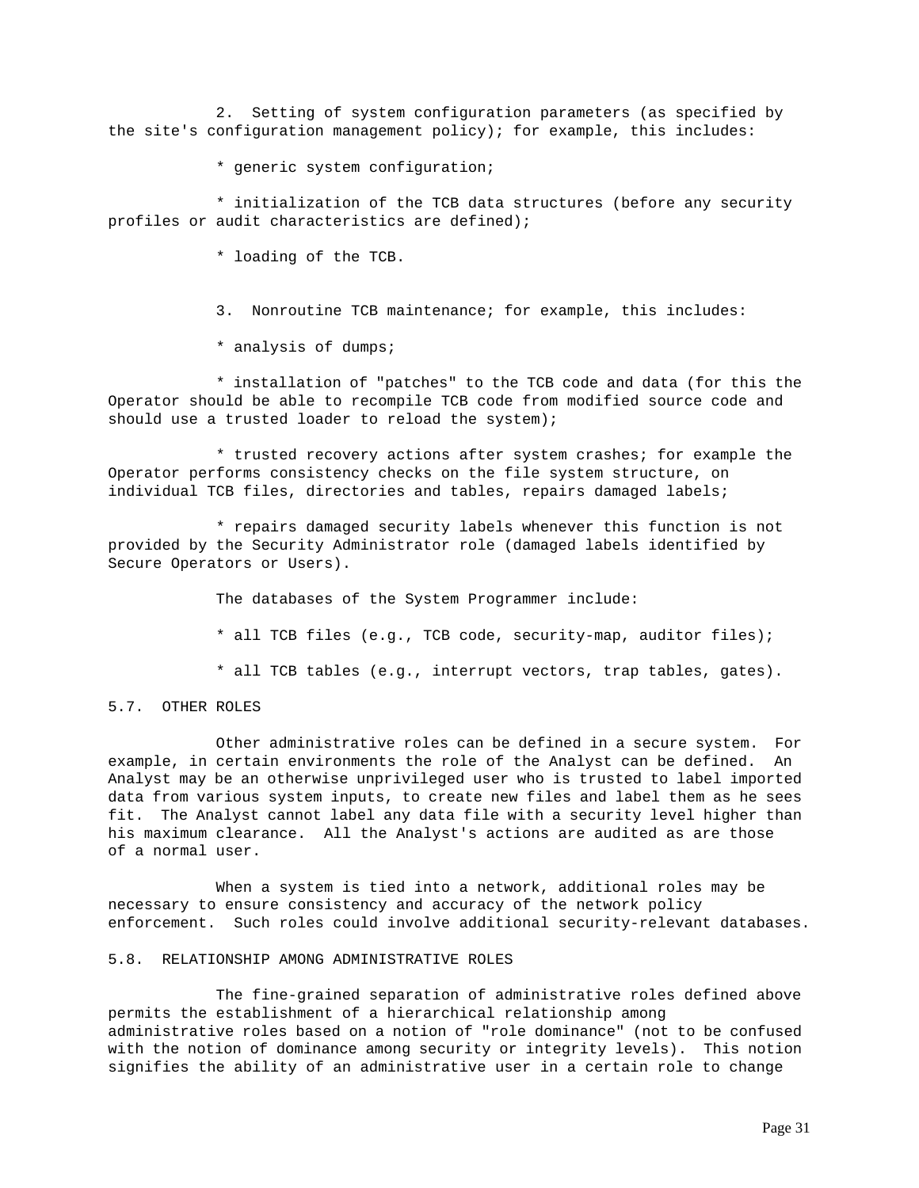2. Setting of system configuration parameters (as specified by the site's configuration management policy); for example, this includes:

* generic system configuration;

* initialization of the TCB data structures (before any security profiles or audit characteristics are defined);

* loading of the TCB.

3. Nonroutine TCB maintenance; for example, this includes:

* analysis of dumps;

* installation of "patches" to the TCB code and data (for this the Operator should be able to recompile TCB code from modified source code and should use a trusted loader to reload the system);

* trusted recovery actions after system crashes; for example the Operator performs consistency checks on the file system structure, on individual TCB files, directories and tables, repairs damaged labels;

* repairs damaged security labels whenever this function is not provided by the Security Administrator role (damaged labels identified by Secure Operators or Users).

The databases of the System Programmer include:

* all TCB files (e.g., TCB code, security-map, auditor files);

* all TCB tables (e.g., interrupt vectors, trap tables, gates).

## 5.7. OTHER ROLES

Other administrative roles can be defined in a secure system. For example, in certain environments the role of the Analyst can be defined. An Analyst may be an otherwise unprivileged user who is trusted to label imported data from various system inputs, to create new files and label them as he sees fit. The Analyst cannot label any data file with a security level higher than his maximum clearance. All the Analyst's actions are audited as are those of a normal user.

When a system is tied into a network, additional roles may be necessary to ensure consistency and accuracy of the network policy enforcement. Such roles could involve additional security-relevant databases.

## 5.8. RELATIONSHIP AMONG ADMINISTRATIVE ROLES

The fine-grained separation of administrative roles defined above permits the establishment of a hierarchical relationship among administrative roles based on a notion of "role dominance" (not to be confused with the notion of dominance among security or integrity levels). This notion signifies the ability of an administrative user in a certain role to change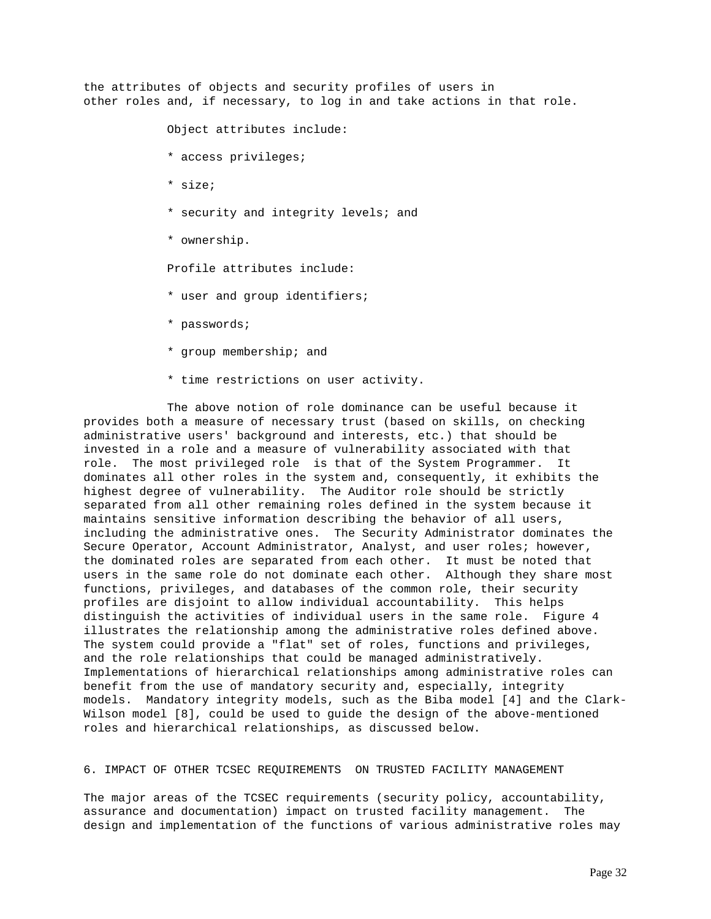the attributes of objects and security profiles of users in other roles and, if necessary, to log in and take actions in that role.

Object attributes include:

* access privileges;
* size;
* security and integrity levels; and
* ownership.

Profile attributes include:

* user and group identifiers;
* passwords;
* group membership; and
* time restrictions on user activity.

The above notion of role dominance can be useful because it provides both a measure of necessary trust (based on skills, on checking administrative users' background and interests, etc.) that should be invested in a role and a measure of vulnerability associated with that role. The most privileged role is that of the System Programmer. It dominates all other roles in the system and, consequently, it exhibits the highest degree of vulnerability. The Auditor role should be strictly separated from all other remaining roles defined in the system because it maintains sensitive information describing the behavior of all users, including the administrative ones. The Security Administrator dominates the Secure Operator, Account Administrator, Analyst, and user roles; however, the dominated roles are separated from each other. It must be noted that users in the same role do not dominate each other. Although they share most functions, privileges, and databases of the common role, their security profiles are disjoint to allow individual accountability. This helps distinguish the activities of individual users in the same role. Figure 4 illustrates the relationship among the administrative roles defined above. The system could provide a "flat" set of roles, functions and privileges, and the role relationships that could be managed administratively. Implementations of hierarchical relationships among administrative roles can benefit from the use of mandatory security and, especially, integrity models. Mandatory integrity models, such as the Biba model [4] and the Clark-Wilson model [8], could be used to guide the design of the above-mentioned roles and hierarchical relationships, as discussed below.

## 6. IMPACT OF OTHER TCSEC REQUIREMENTS ON TRUSTED FACILITY MANAGEMENT

The major areas of the TCSEC requirements (security policy, accountability, assurance and documentation) impact on trusted facility management. The design and implementation of the functions of various administrative roles may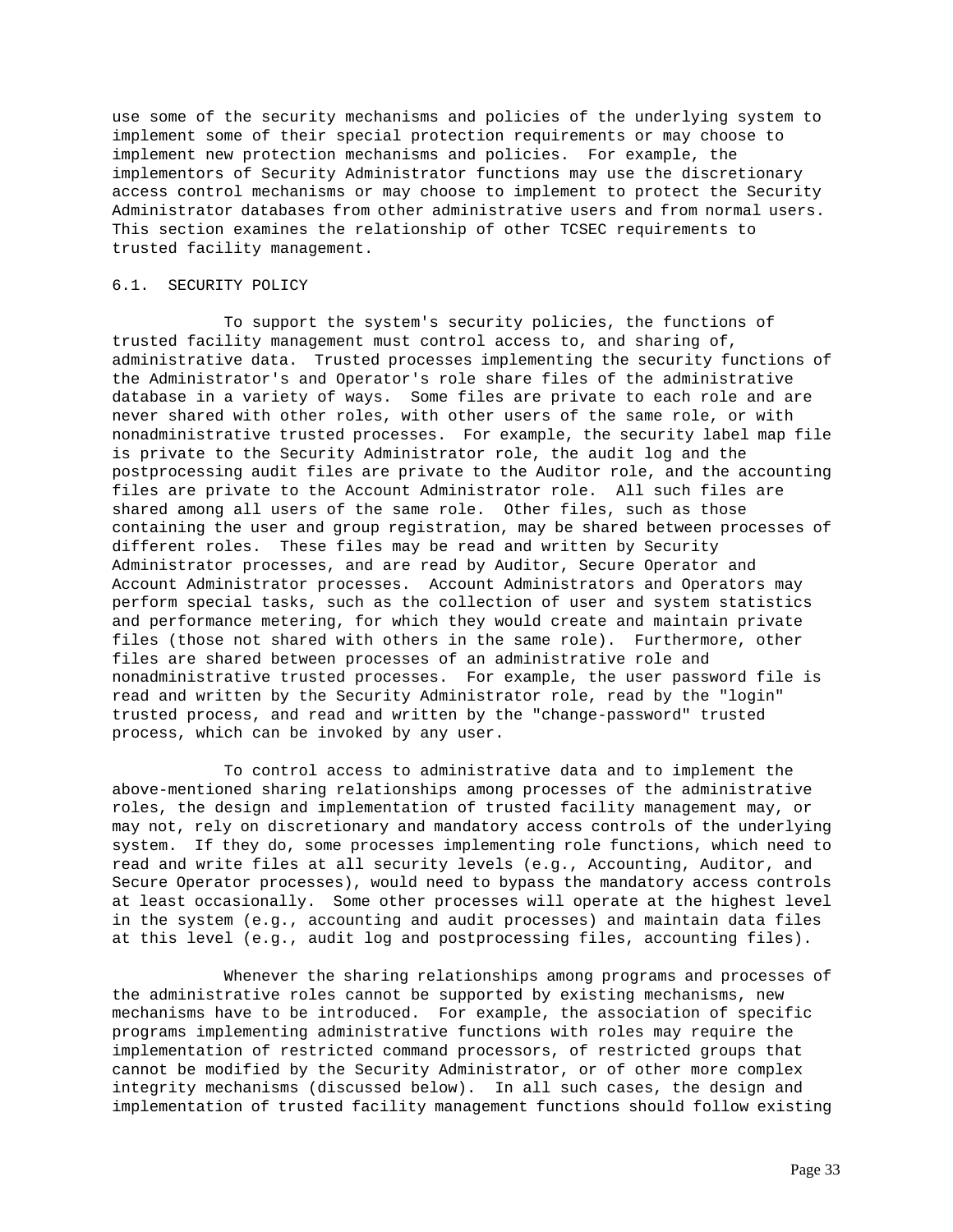use some of the security mechanisms and policies of the underlying system to implement some of their special protection requirements or may choose to implement new protection mechanisms and policies. For example, the implementors of Security Administrator functions may use the discretionary access control mechanisms or may choose to implement to protect the Security Administrator databases from other administrative users and from normal users. This section examines the relationship of other TCSEC requirements to trusted facility management.

## 6.1. SECURITY POLICY

To support the system's security policies, the functions of trusted facility management must control access to, and sharing of, administrative data. Trusted processes implementing the security functions of the Administrator's and Operator's role share files of the administrative database in a variety of ways. Some files are private to each role and are never shared with other roles, with other users of the same role, or with nonadministrative trusted processes. For example, the security label map file is private to the Security Administrator role, the audit log and the postprocessing audit files are private to the Auditor role, and the accounting files are private to the Account Administrator role. All such files are shared among all users of the same role. Other files, such as those containing the user and group registration, may be shared between processes of different roles. These files may be read and written by Security Administrator processes, and are read by Auditor, Secure Operator and Account Administrator processes. Account Administrators and Operators may perform special tasks, such as the collection of user and system statistics and performance metering, for which they would create and maintain private files (those not shared with others in the same role). Furthermore, other files are shared between processes of an administrative role and nonadministrative trusted processes. For example, the user password file is read and written by the Security Administrator role, read by the "login" trusted process, and read and written by the "change-password" trusted process, which can be invoked by any user.

To control access to administrative data and to implement the above-mentioned sharing relationships among processes of the administrative roles, the design and implementation of trusted facility management may, or may not, rely on discretionary and mandatory access controls of the underlying system. If they do, some processes implementing role functions, which need to read and write files at all security levels (e.g., Accounting, Auditor, and Secure Operator processes), would need to bypass the mandatory access controls at least occasionally. Some other processes will operate at the highest level in the system (e.g., accounting and audit processes) and maintain data files at this level (e.g., audit log and postprocessing files, accounting files).

Whenever the sharing relationships among programs and processes of the administrative roles cannot be supported by existing mechanisms, new mechanisms have to be introduced. For example, the association of specific programs implementing administrative functions with roles may require the implementation of restricted command processors, of restricted groups that cannot be modified by the Security Administrator, or of other more complex integrity mechanisms (discussed below). In all such cases, the design and implementation of trusted facility management functions should follow existing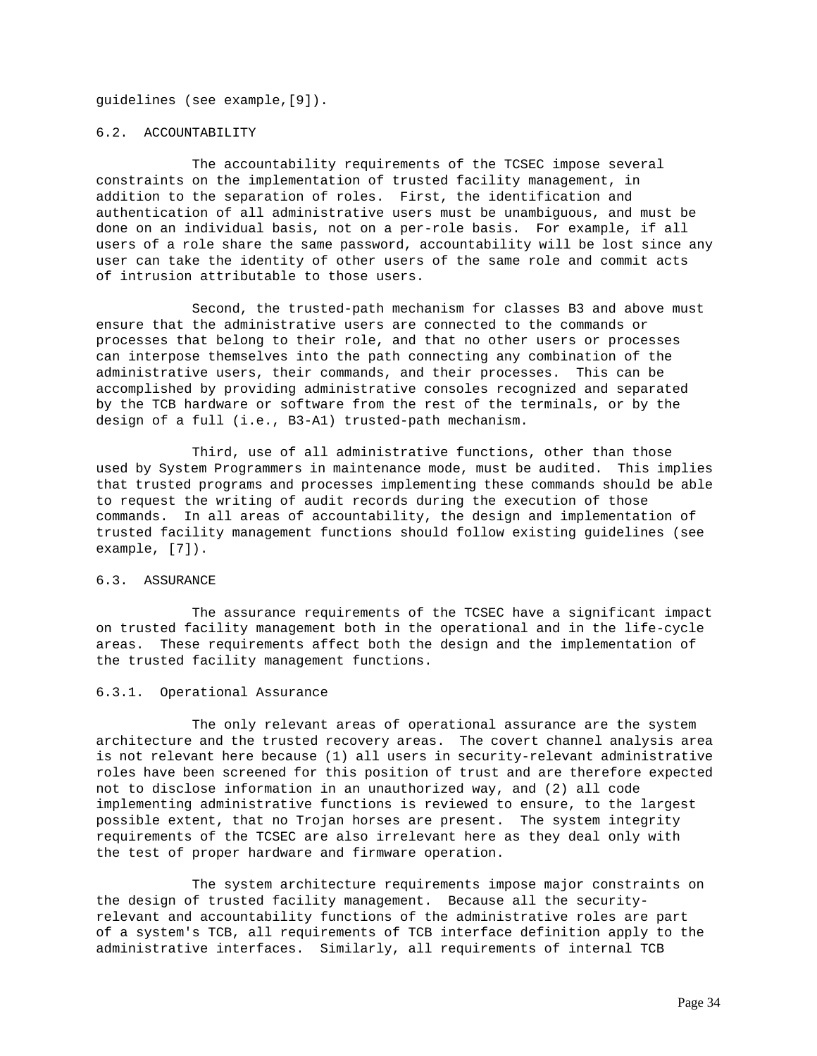guidelines (see example,[9]).

## 6.2. ACCOUNTABILITY

The accountability requirements of the TCSEC impose several constraints on the implementation of trusted facility management, in addition to the separation of roles. First, the identification and authentication of all administrative users must be unambiguous, and must be done on an individual basis, not on a per-role basis. For example, if all users of a role share the same password, accountability will be lost since any user can take the identity of other users of the same role and commit acts of intrusion attributable to those users.

Second, the trusted-path mechanism for classes B3 and above must ensure that the administrative users are connected to the commands or processes that belong to their role, and that no other users or processes can interpose themselves into the path connecting any combination of the administrative users, their commands, and their processes. This can be accomplished by providing administrative consoles recognized and separated by the TCB hardware or software from the rest of the terminals, or by the design of a full (i.e., B3-A1) trusted-path mechanism.

Third, use of all administrative functions, other than those used by System Programmers in maintenance mode, must be audited. This implies that trusted programs and processes implementing these commands should be able to request the writing of audit records during the execution of those commands. In all areas of accountability, the design and implementation of trusted facility management functions should follow existing guidelines (see example, [7]).

## 6.3. ASSURANCE

The assurance requirements of the TCSEC have a significant impact on trusted facility management both in the operational and in the life-cycle areas. These requirements affect both the design and the implementation of the trusted facility management functions.

### 6.3.1. Operational Assurance

The only relevant areas of operational assurance are the system architecture and the trusted recovery areas. The covert channel analysis area is not relevant here because (1) all users in security-relevant administrative roles have been screened for this position of trust and are therefore expected not to disclose information in an unauthorized way, and (2) all code implementing administrative functions is reviewed to ensure, to the largest possible extent, that no Trojan horses are present. The system integrity requirements of the TCSEC are also irrelevant here as they deal only with the test of proper hardware and firmware operation.

The system architecture requirements impose major constraints on the design of trusted facility management. Because all the security-relevant and accountability functions of the administrative roles are part of a system's TCB, all requirements of TCB interface definition apply to the administrative interfaces. Similarly, all requirements of internal TCB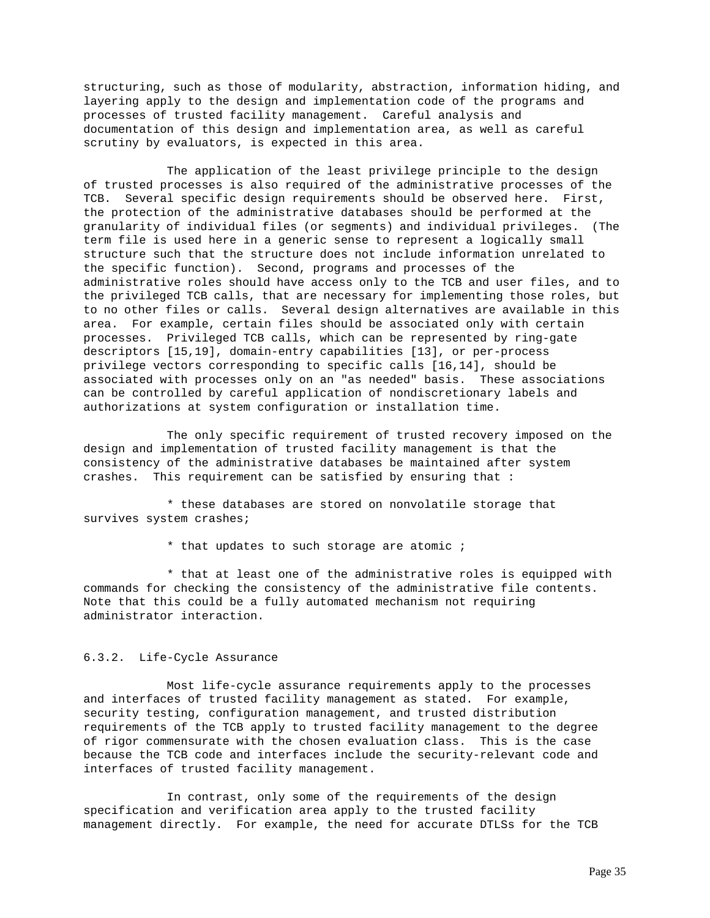structuring, such as those of modularity, abstraction, information hiding, and layering apply to the design and implementation code of the programs and processes of trusted facility management. Careful analysis and documentation of this design and implementation area, as well as careful scrutiny by evaluators, is expected in this area.

The application of the least privilege principle to the design of trusted processes is also required of the administrative processes of the TCB. Several specific design requirements should be observed here. First, the protection of the administrative databases should be performed at the granularity of individual files (or segments) and individual privileges. (The term file is used here in a generic sense to represent a logically small structure such that the structure does not include information unrelated to the specific function). Second, programs and processes of the administrative roles should have access only to the TCB and user files, and to the privileged TCB calls, that are necessary for implementing those roles, but to no other files or calls. Several design alternatives are available in this area. For example, certain files should be associated only with certain processes. Privileged TCB calls, which can be represented by ring-gate descriptors [15,19], domain-entry capabilities [13], or per-process privilege vectors corresponding to specific calls [16,14], should be associated with processes only on an "as needed" basis. These associations can be controlled by careful application of nondiscretionary labels and authorizations at system configuration or installation time.

The only specific requirement of trusted recovery imposed on the design and implementation of trusted facility management is that the consistency of the administrative databases be maintained after system crashes. This requirement can be satisfied by ensuring that :

* these databases are stored on nonvolatile storage that survives system crashes;
* that updates to such storage are atomic ;
* that at least one of the administrative roles is equipped with commands for checking the consistency of the administrative file contents. Note that this could be a fully automated mechanism not requiring administrator interaction.

### 6.3.2. Life-Cycle Assurance

Most life-cycle assurance requirements apply to the processes and interfaces of trusted facility management as stated. For example, security testing, configuration management, and trusted distribution requirements of the TCB apply to trusted facility management to the degree of rigor commensurate with the chosen evaluation class. This is the case because the TCB code and interfaces include the security-relevant code and interfaces of trusted facility management.

In contrast, only some of the requirements of the design specification and verification area apply to the trusted facility management directly. For example, the need for accurate DTLSs for the TCB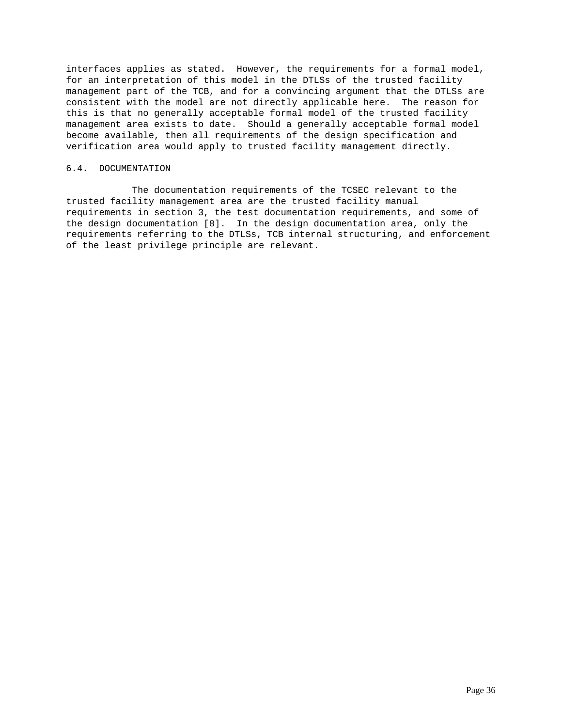interfaces applies as stated. However, the requirements for a formal model, for an interpretation of this model in the DTLSs of the trusted facility management part of the TCB, and for a convincing argument that the DTLSs are consistent with the model are not directly applicable here. The reason for this is that no generally acceptable formal model of the trusted facility management area exists to date. Should a generally acceptable formal model become available, then all requirements of the design specification and verification area would apply to trusted facility management directly.

## 6.4. DOCUMENTATION

The documentation requirements of the TCSEC relevant to the trusted facility management area are the trusted facility manual requirements in section 3, the test documentation requirements, and some of the design documentation [8]. In the design documentation area, only the requirements referring to the DTLSs, TCB internal structuring, and enforcement of the least privilege principle are relevant.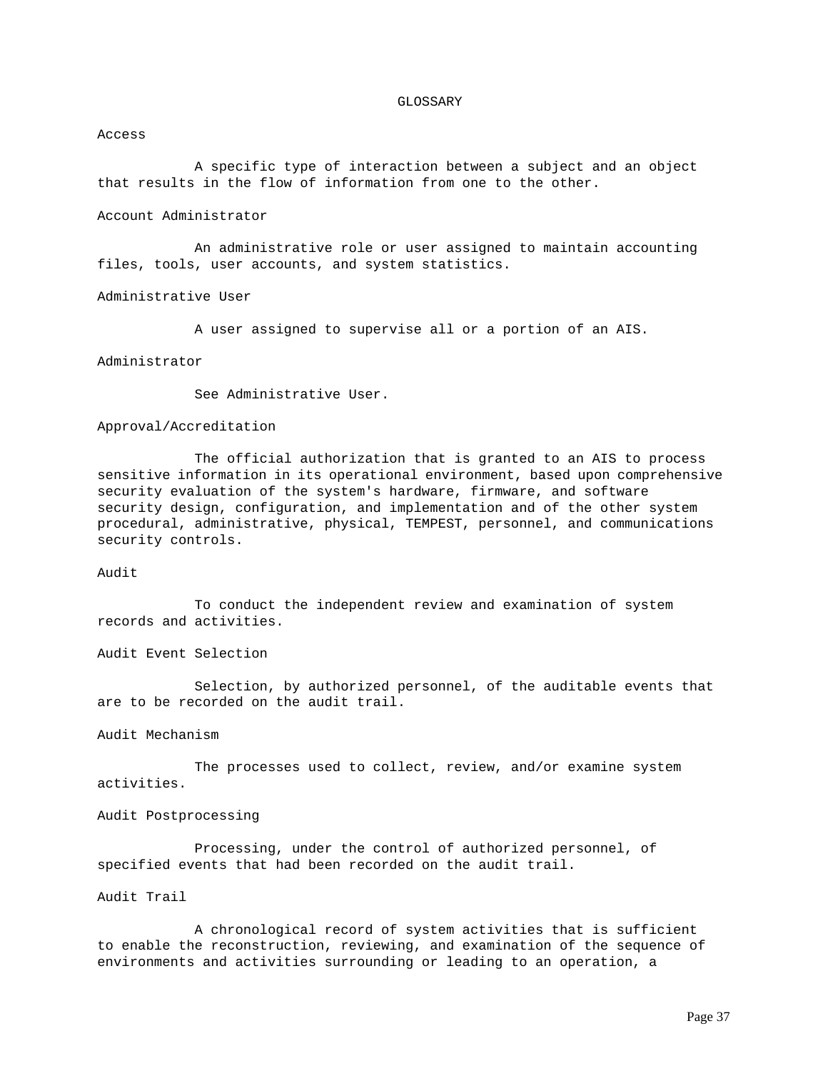# GLOSSARY

**Access**

A specific type of interaction between a subject and an object that results in the flow of information from one to the other.

**Account Administrator**

An administrative role or user assigned to maintain accounting files, tools, user accounts, and system statistics.

**Administrative User**

A user assigned to supervise all or a portion of an AIS.

**Administrator**

See Administrative User.

**Approval/Accreditation**

The official authorization that is granted to an AIS to process sensitive information in its operational environment, based upon comprehensive security evaluation of the system's hardware, firmware, and software security design, configuration, and implementation and of the other system procedural, administrative, physical, TEMPEST, personnel, and communications security controls.

**Audit**

To conduct the independent review and examination of system records and activities.

**Audit Event Selection**

Selection, by authorized personnel, of the auditable events that are to be recorded on the audit trail.

**Audit Mechanism**

The processes used to collect, review, and/or examine system activities.

**Audit Postprocessing**

Processing, under the control of authorized personnel, of specified events that had been recorded on the audit trail.

**Audit Trail**

A chronological record of system activities that is sufficient to enable the reconstruction, reviewing, and examination of the sequence of environments and activities surrounding or leading to an operation, a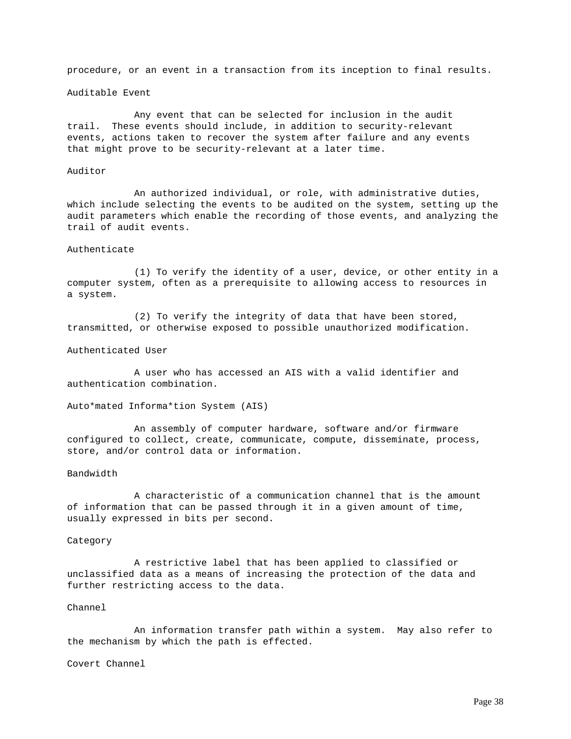procedure, or an event in a transaction from its inception to final results.

Auditable Event

Any event that can be selected for inclusion in the audit trail. These events should include, in addition to security-relevant events, actions taken to recover the system after failure and any events that might prove to be security-relevant at a later time.

Auditor

An authorized individual, or role, with administrative duties, which include selecting the events to be audited on the system, setting up the audit parameters which enable the recording of those events, and analyzing the trail of audit events.

Authenticate

(1) To verify the identity of a user, device, or other entity in a computer system, often as a prerequisite to allowing access to resources in a system.

(2) To verify the integrity of data that have been stored, transmitted, or otherwise exposed to possible unauthorized modification.

Authenticated User

A user who has accessed an AIS with a valid identifier and authentication combination.

Auto*mated Informa*tion System (AIS)

An assembly of computer hardware, software and/or firmware configured to collect, create, communicate, compute, disseminate, process, store, and/or control data or information.

Bandwidth

A characteristic of a communication channel that is the amount of information that can be passed through it in a given amount of time, usually expressed in bits per second.

Category

A restrictive label that has been applied to classified or unclassified data as a means of increasing the protection of the data and further restricting access to the data.

Channel

An information transfer path within a system. May also refer to the mechanism by which the path is effected.

Covert Channel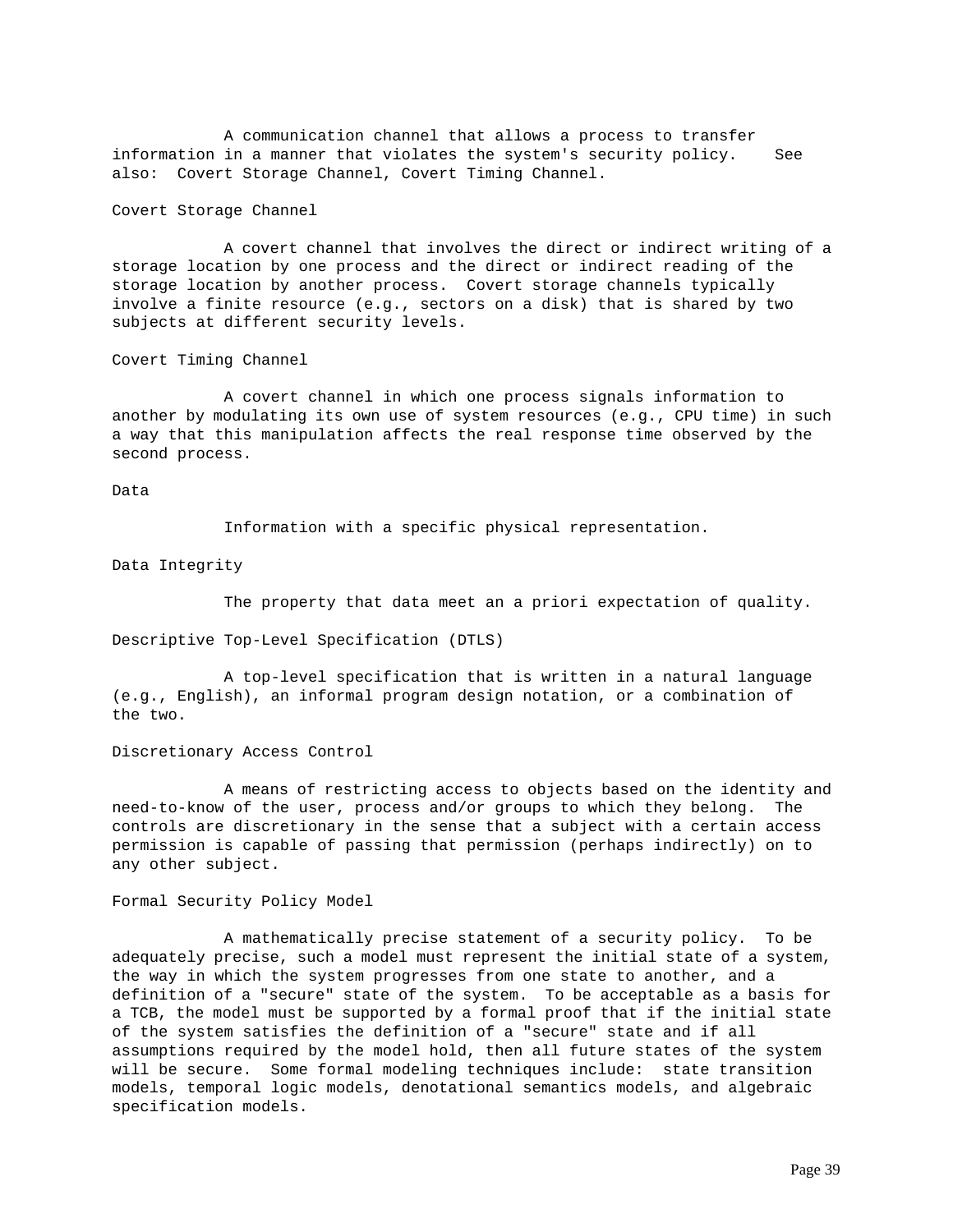A communication channel that allows a process to transfer information in a manner that violates the system's security policy. See also: Covert Storage Channel, Covert Timing Channel.

Covert Storage Channel

A covert channel that involves the direct or indirect writing of a storage location by one process and the direct or indirect reading of the storage location by another process. Covert storage channels typically involve a finite resource (e.g., sectors on a disk) that is shared by two subjects at different security levels.

Covert Timing Channel

A covert channel in which one process signals information to another by modulating its own use of system resources (e.g., CPU time) in such a way that this manipulation affects the real response time observed by the second process.

Data

Information with a specific physical representation.

Data Integrity

The property that data meet an a priori expectation of quality.

Descriptive Top-Level Specification (DTLS)

A top-level specification that is written in a natural language (e.g., English), an informal program design notation, or a combination of the two.

Discretionary Access Control

A means of restricting access to objects based on the identity and need-to-know of the user, process and/or groups to which they belong. The controls are discretionary in the sense that a subject with a certain access permission is capable of passing that permission (perhaps indirectly) on to any other subject.

Formal Security Policy Model

A mathematically precise statement of a security policy. To be adequately precise, such a model must represent the initial state of a system, the way in which the system progresses from one state to another, and a definition of a "secure" state of the system. To be acceptable as a basis for a TCB, the model must be supported by a formal proof that if the initial state of the system satisfies the definition of a "secure" state and if all assumptions required by the model hold, then all future states of the system will be secure. Some formal modeling techniques include: state transition models, temporal logic models, denotational semantics models, and algebraic specification models.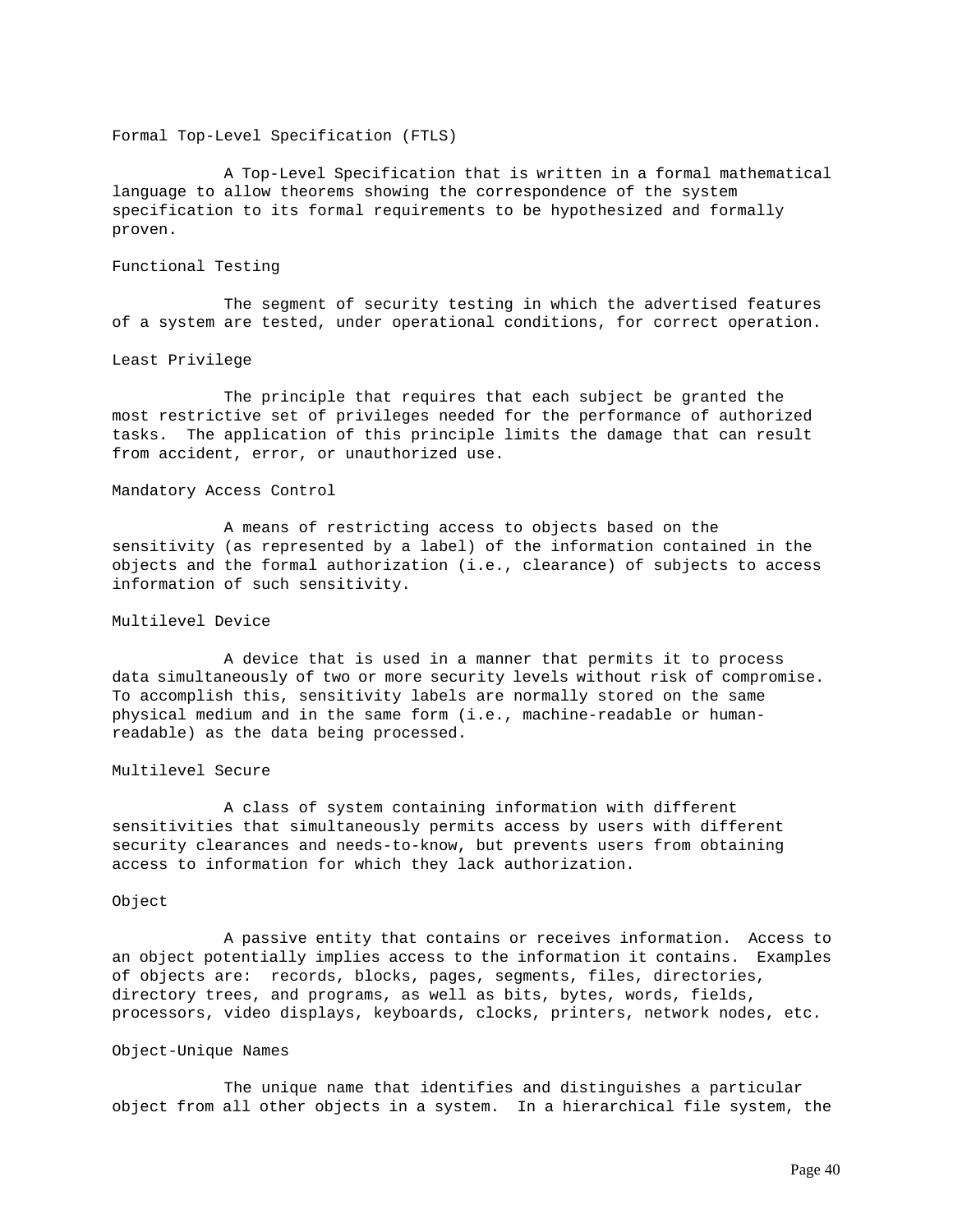Formal Top-Level Specification (FTLS)

A Top-Level Specification that is written in a formal mathematical language to allow theorems showing the correspondence of the system specification to its formal requirements to be hypothesized and formally proven.

Functional Testing

The segment of security testing in which the advertised features of a system are tested, under operational conditions, for correct operation.

Least Privilege

The principle that requires that each subject be granted the most restrictive set of privileges needed for the performance of authorized tasks. The application of this principle limits the damage that can result from accident, error, or unauthorized use.

Mandatory Access Control

A means of restricting access to objects based on the sensitivity (as represented by a label) of the information contained in the objects and the formal authorization (i.e., clearance) of subjects to access information of such sensitivity.

Multilevel Device

A device that is used in a manner that permits it to process data simultaneously of two or more security levels without risk of compromise. To accomplish this, sensitivity labels are normally stored on the same physical medium and in the same form (i.e., machine-readable or human-readable) as the data being processed.

Multilevel Secure

A class of system containing information with different sensitivities that simultaneously permits access by users with different security clearances and needs-to-know, but prevents users from obtaining access to information for which they lack authorization.

Object

A passive entity that contains or receives information. Access to an object potentially implies access to the information it contains. Examples of objects are: records, blocks, pages, segments, files, directories, directory trees, and programs, as well as bits, bytes, words, fields, processors, video displays, keyboards, clocks, printers, network nodes, etc.

Object-Unique Names

The unique name that identifies and distinguishes a particular object from all other objects in a system. In a hierarchical file system, the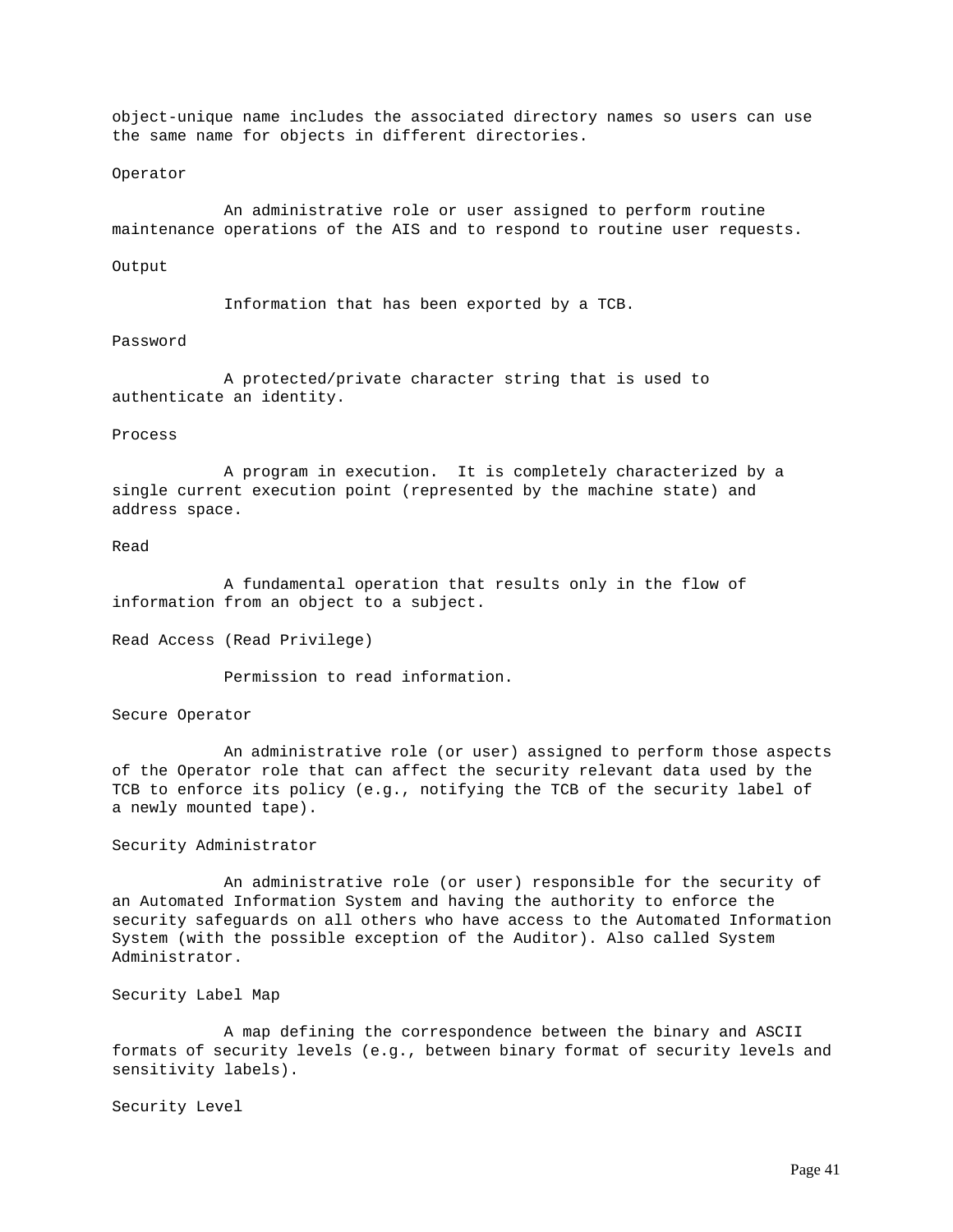object-unique name includes the associated directory names so users can use the same name for objects in different directories.

Operator

An administrative role or user assigned to perform routine maintenance operations of the AIS and to respond to routine user requests.

Output

Information that has been exported by a TCB.

Password

A protected/private character string that is used to authenticate an identity.

Process

A program in execution. It is completely characterized by a single current execution point (represented by the machine state) and address space.

Read

A fundamental operation that results only in the flow of information from an object to a subject.

Read Access (Read Privilege)

Permission to read information.

Secure Operator

An administrative role (or user) assigned to perform those aspects of the Operator role that can affect the security relevant data used by the TCB to enforce its policy (e.g., notifying the TCB of the security label of a newly mounted tape).

Security Administrator

An administrative role (or user) responsible for the security of an Automated Information System and having the authority to enforce the security safeguards on all others who have access to the Automated Information System (with the possible exception of the Auditor). Also called System Administrator.

Security Label Map

A map defining the correspondence between the binary and ASCII formats of security levels (e.g., between binary format of security levels and sensitivity labels).

Security Level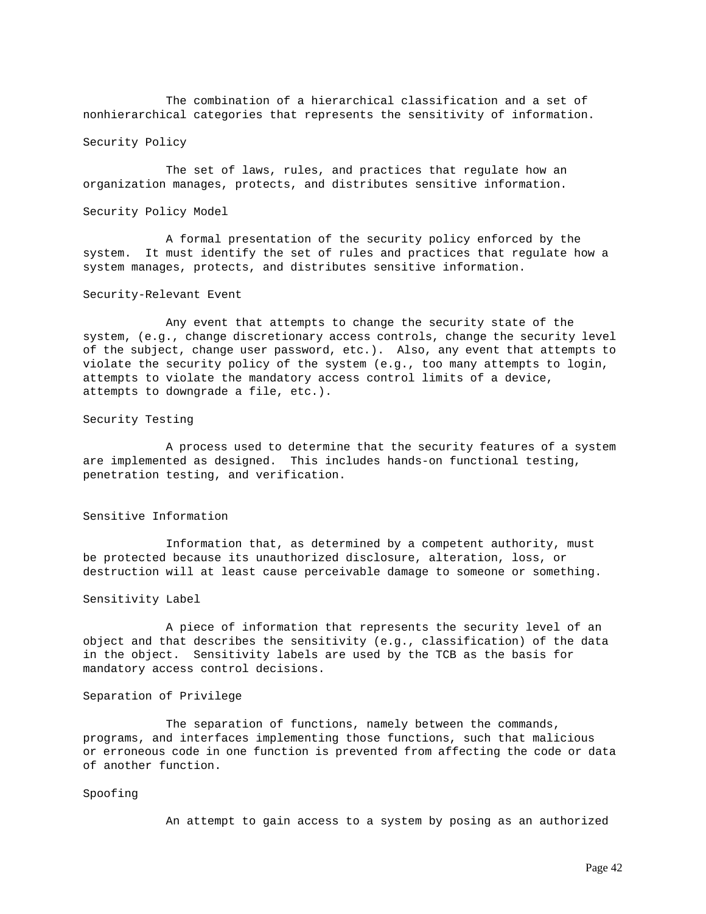The combination of a hierarchical classification and a set of nonhierarchical categories that represents the sensitivity of information.

Security Policy

The set of laws, rules, and practices that regulate how an organization manages, protects, and distributes sensitive information.

Security Policy Model

A formal presentation of the security policy enforced by the system. It must identify the set of rules and practices that regulate how a system manages, protects, and distributes sensitive information.

Security-Relevant Event

Any event that attempts to change the security state of the system, (e.g., change discretionary access controls, change the security level of the subject, change user password, etc.). Also, any event that attempts to violate the security policy of the system (e.g., too many attempts to login, attempts to violate the mandatory access control limits of a device, attempts to downgrade a file, etc.).

Security Testing

A process used to determine that the security features of a system are implemented as designed. This includes hands-on functional testing, penetration testing, and verification.

Sensitive Information

Information that, as determined by a competent authority, must be protected because its unauthorized disclosure, alteration, loss, or destruction will at least cause perceivable damage to someone or something.

Sensitivity Label

A piece of information that represents the security level of an object and that describes the sensitivity (e.g., classification) of the data in the object. Sensitivity labels are used by the TCB as the basis for mandatory access control decisions.

Separation of Privilege

The separation of functions, namely between the commands, programs, and interfaces implementing those functions, such that malicious or erroneous code in one function is prevented from affecting the code or data of another function.

Spoofing

An attempt to gain access to a system by posing as an authorized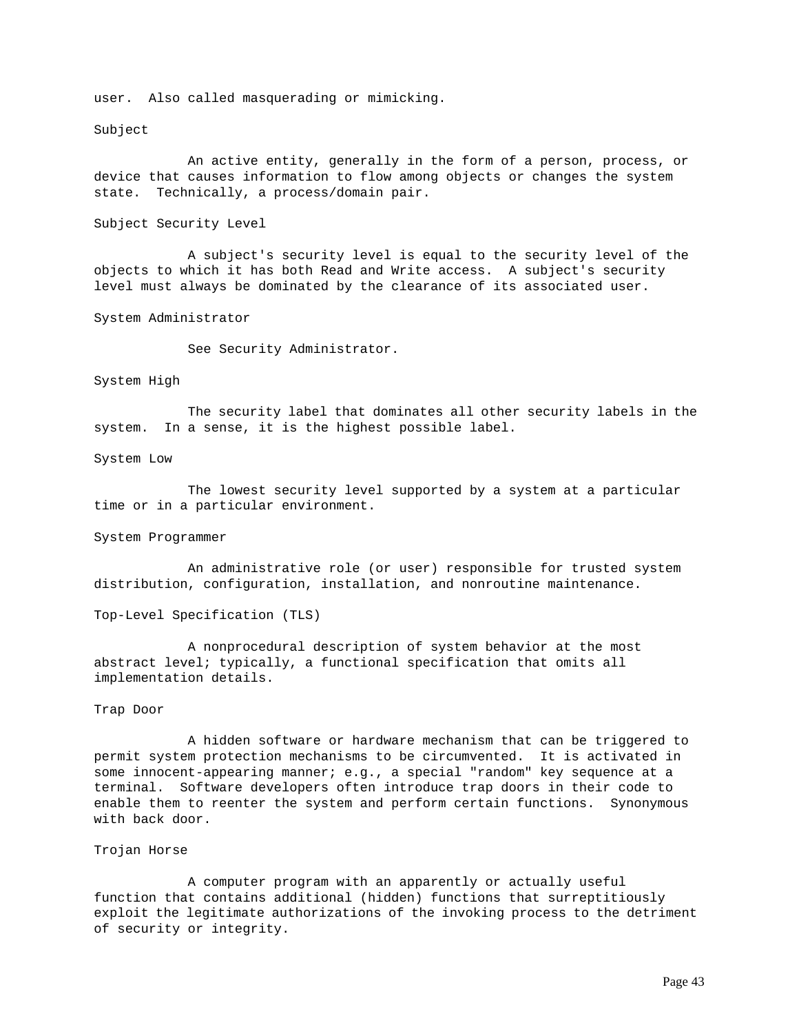user. Also called masquerading or mimicking.

Subject

An active entity, generally in the form of a person, process, or device that causes information to flow among objects or changes the system state. Technically, a process/domain pair.

Subject Security Level

A subject's security level is equal to the security level of the objects to which it has both Read and Write access. A subject's security level must always be dominated by the clearance of its associated user.

System Administrator

See Security Administrator.

System High

The security label that dominates all other security labels in the system. In a sense, it is the highest possible label.

System Low

The lowest security level supported by a system at a particular time or in a particular environment.

System Programmer

An administrative role (or user) responsible for trusted system distribution, configuration, installation, and nonroutine maintenance.

Top-Level Specification (TLS)

A nonprocedural description of system behavior at the most abstract level; typically, a functional specification that omits all implementation details.

Trap Door

A hidden software or hardware mechanism that can be triggered to permit system protection mechanisms to be circumvented. It is activated in some innocent-appearing manner; e.g., a special "random" key sequence at a terminal. Software developers often introduce trap doors in their code to enable them to reenter the system and perform certain functions. Synonymous with back door.

Trojan Horse

A computer program with an apparently or actually useful function that contains additional (hidden) functions that surreptitiously exploit the legitimate authorizations of the invoking process to the detriment of security or integrity.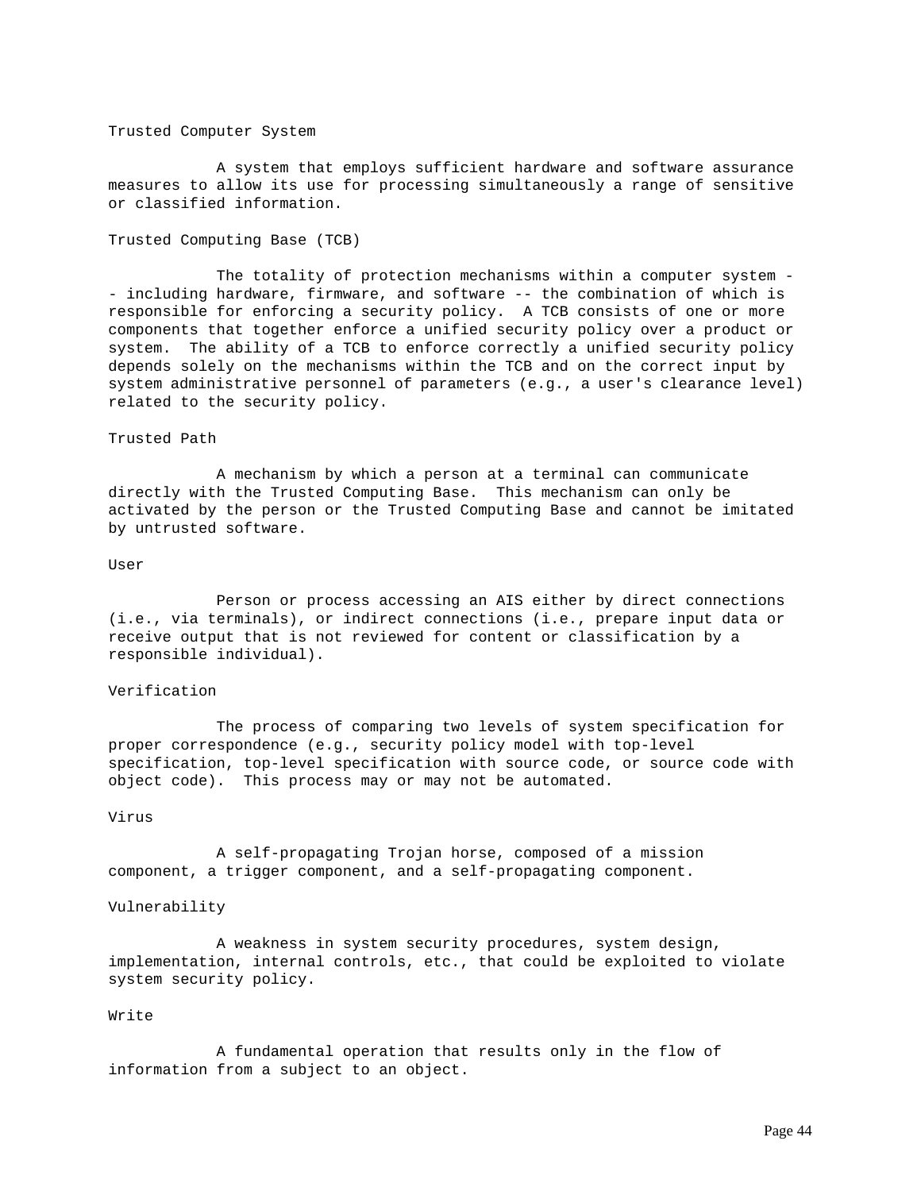Trusted Computer System

A system that employs sufficient hardware and software assurance measures to allow its use for processing simultaneously a range of sensitive or classified information.

Trusted Computing Base (TCB)

The totality of protection mechanisms within a computer system -- including hardware, firmware, and software -- the combination of which is responsible for enforcing a security policy. A TCB consists of one or more components that together enforce a unified security policy over a product or system. The ability of a TCB to enforce correctly a unified security policy depends solely on the mechanisms within the TCB and on the correct input by system administrative personnel of parameters (e.g., a user's clearance level) related to the security policy.

Trusted Path

A mechanism by which a person at a terminal can communicate directly with the Trusted Computing Base. This mechanism can only be activated by the person or the Trusted Computing Base and cannot be imitated by untrusted software.

User

Person or process accessing an AIS either by direct connections (i.e., via terminals), or indirect connections (i.e., prepare input data or receive output that is not reviewed for content or classification by a responsible individual).

Verification

The process of comparing two levels of system specification for proper correspondence (e.g., security policy model with top-level specification, top-level specification with source code, or source code with object code). This process may or may not be automated.

Virus

A self-propagating Trojan horse, composed of a mission component, a trigger component, and a self-propagating component.

Vulnerability

A weakness in system security procedures, system design, implementation, internal controls, etc., that could be exploited to violate system security policy.

Write

A fundamental operation that results only in the flow of information from a subject to an object.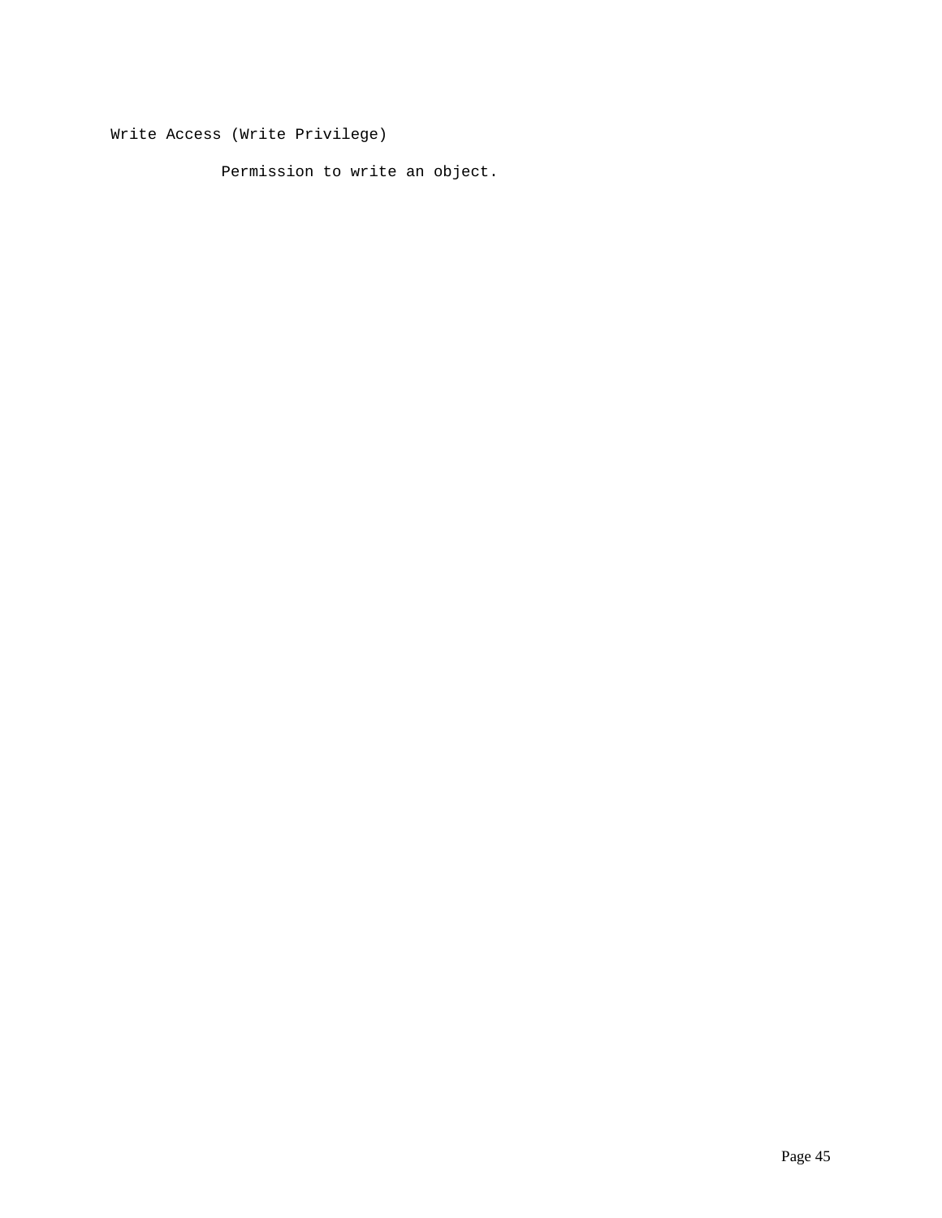Write Access (Write Privilege)

Permission to write an object.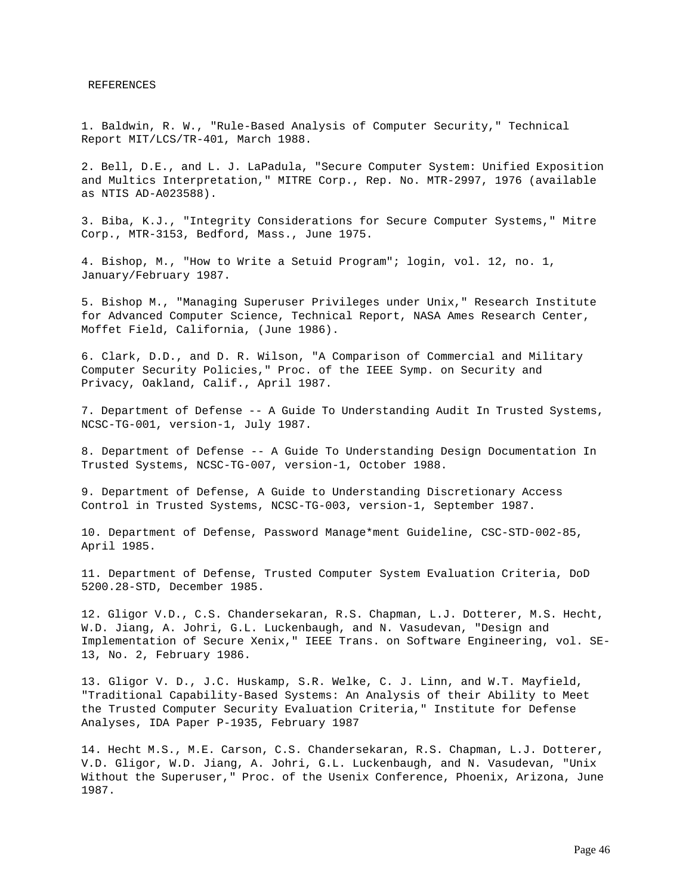# REFERENCES

1. Baldwin, R. W., "Rule-Based Analysis of Computer Security," Technical Report MIT/LCS/TR-401, March 1988.

2. Bell, D.E., and L. J. LaPadula, "Secure Computer System: Unified Exposition and Multics Interpretation," MITRE Corp., Rep. No. MTR-2997, 1976 (available as NTIS AD-A023588).

3. Biba, K.J., "Integrity Considerations for Secure Computer Systems," Mitre Corp., MTR-3153, Bedford, Mass., June 1975.

4. Bishop, M., "How to Write a Setuid Program"; login, vol. 12, no. 1, January/February 1987.

5. Bishop M., "Managing Superuser Privileges under Unix," Research Institute for Advanced Computer Science, Technical Report, NASA Ames Research Center, Moffet Field, California, (June 1986).

6. Clark, D.D., and D. R. Wilson, "A Comparison of Commercial and Military Computer Security Policies," Proc. of the IEEE Symp. on Security and Privacy, Oakland, Calif., April 1987.

7. Department of Defense -- A Guide To Understanding Audit In Trusted Systems, NCSC-TG-001, version-1, July 1987.

8. Department of Defense -- A Guide To Understanding Design Documentation In Trusted Systems, NCSC-TG-007, version-1, October 1988.

9. Department of Defense, A Guide to Understanding Discretionary Access Control in Trusted Systems, NCSC-TG-003, version-1, September 1987.

10. Department of Defense, Password Manage*ment Guideline, CSC-STD-002-85, April 1985.

11. Department of Defense, Trusted Computer System Evaluation Criteria, DoD 5200.28-STD, December 1985.

12. Gligor V.D., C.S. Chandersekaran, R.S. Chapman, L.J. Dotterer, M.S. Hecht, W.D. Jiang, A. Johri, G.L. Luckenbaugh, and N. Vasudevan, "Design and Implementation of Secure Xenix," IEEE Trans. on Software Engineering, vol. SE-13, No. 2, February 1986.

13. Gligor V. D., J.C. Huskamp, S.R. Welke, C. J. Linn, and W.T. Mayfield, "Traditional Capability-Based Systems: An Analysis of their Ability to Meet the Trusted Computer Security Evaluation Criteria," Institute for Defense Analyses, IDA Paper P-1935, February 1987

14. Hecht M.S., M.E. Carson, C.S. Chandersekaran, R.S. Chapman, L.J. Dotterer, V.D. Gligor, W.D. Jiang, A. Johri, G.L. Luckenbaugh, and N. Vasudevan, "Unix Without the Superuser," Proc. of the Usenix Conference, Phoenix, Arizona, June 1987.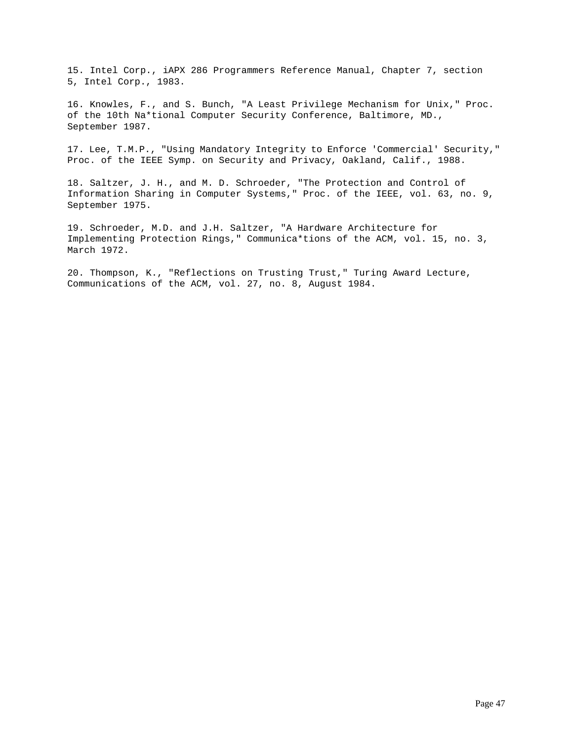15. Intel Corp., iAPX 286 Programmers Reference Manual, Chapter 7, section 5, Intel Corp., 1983.

16. Knowles, F., and S. Bunch, "A Least Privilege Mechanism for Unix," Proc. of the 10th Na*tional Computer Security Conference, Baltimore, MD., September 1987.

17. Lee, T.M.P., "Using Mandatory Integrity to Enforce 'Commercial' Security," Proc. of the IEEE Symp. on Security and Privacy, Oakland, Calif., 1988.

18. Saltzer, J. H., and M. D. Schroeder, "The Protection and Control of Information Sharing in Computer Systems," Proc. of the IEEE, vol. 63, no. 9, September 1975.

19. Schroeder, M.D. and J.H. Saltzer, "A Hardware Architecture for Implementing Protection Rings," Communica*tions of the ACM, vol. 15, no. 3, March 1972.

20. Thompson, K., "Reflections on Trusting Trust," Turing Award Lecture, Communications of the ACM, vol. 27, no. 8, August 1984.